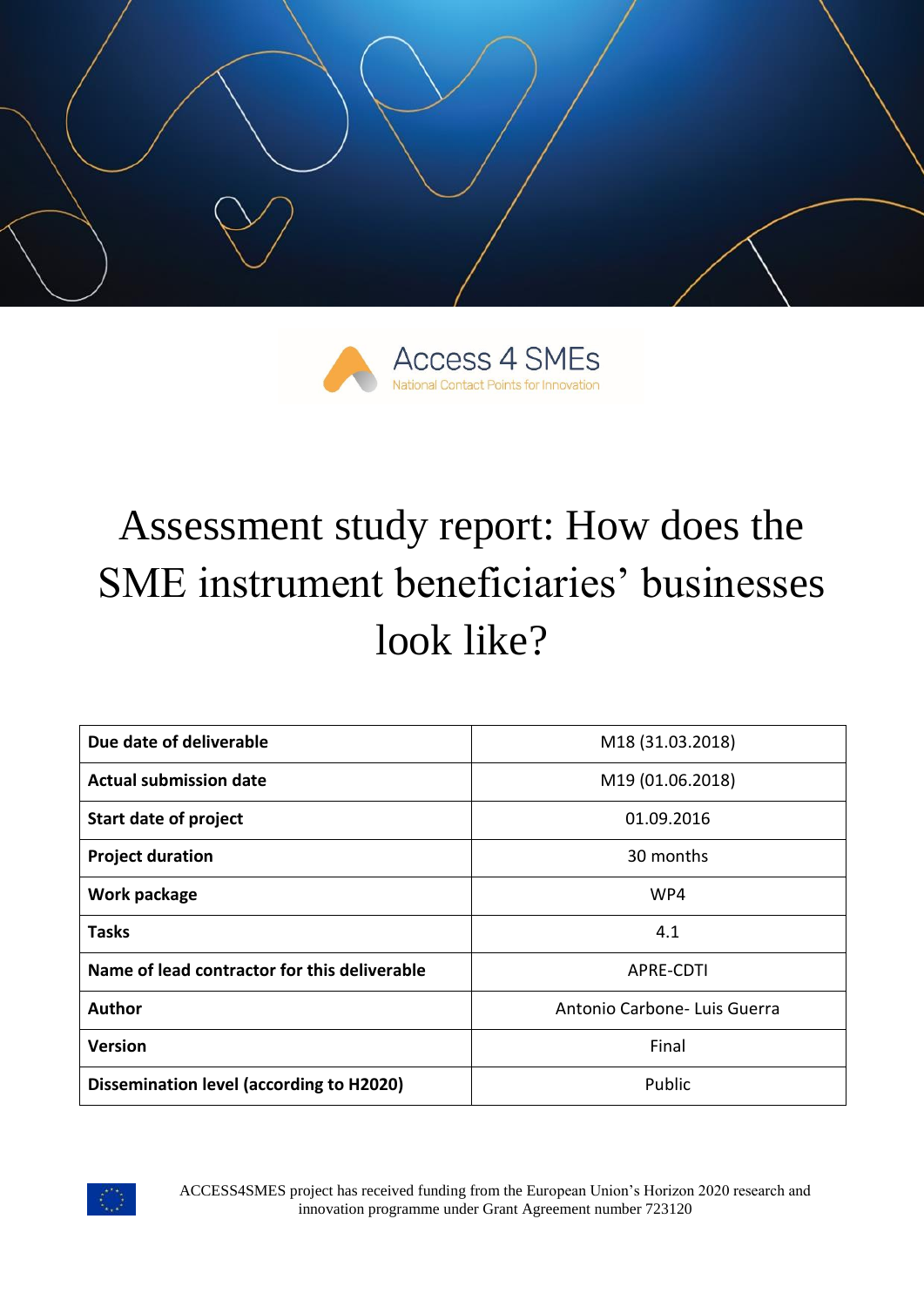Access 4 SMEs
National Contact Points for Innovation

# Assessment study report: How does the SME instrument beneficiaries' businesses look like?

| Due date of deliverable | M18 (31.03.2018) |
|---|---|
| Actual submission date | M19 (01.06.2018) |
| Start date of project | 01.09.2016 |
| Project duration | 30 months |
| Work package | WP4 |
| Tasks | 4.1 |
| Name of lead contractor for this deliverable | APRE-CDTI |
| Author | Antonio Carbone- Luis Guerra |
| Version | Final |
| Dissemination level (according to H2020) | Public |

ACCESS4SMES project has received funding from the European Union's Horizon 2020 research and innovation programme under Grant Agreement number 723120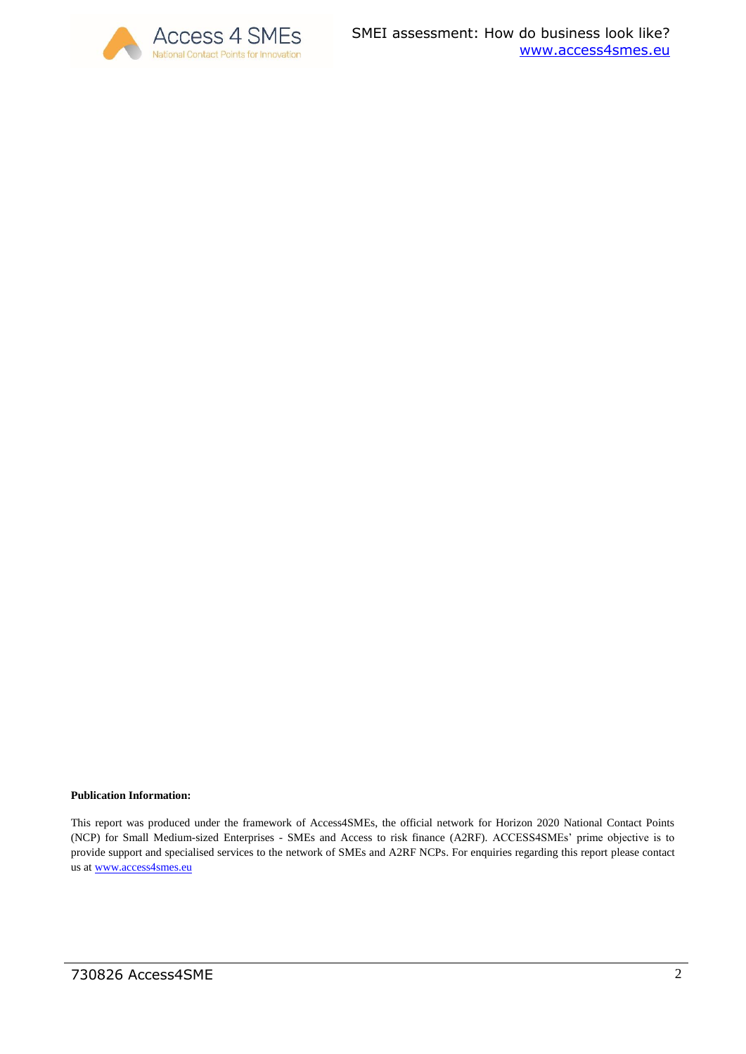**Publication Information:**

This report was produced under the framework of Access4SMEs, the official network for Horizon 2020 National Contact Points (NCP) for Small Medium-sized Enterprises - SMEs and Access to risk finance (A2RF). ACCESS4SMEs' prime objective is to provide support and specialised services to the network of SMEs and A2RF NCPs. For enquiries regarding this report please contact us at www.access4smes.eu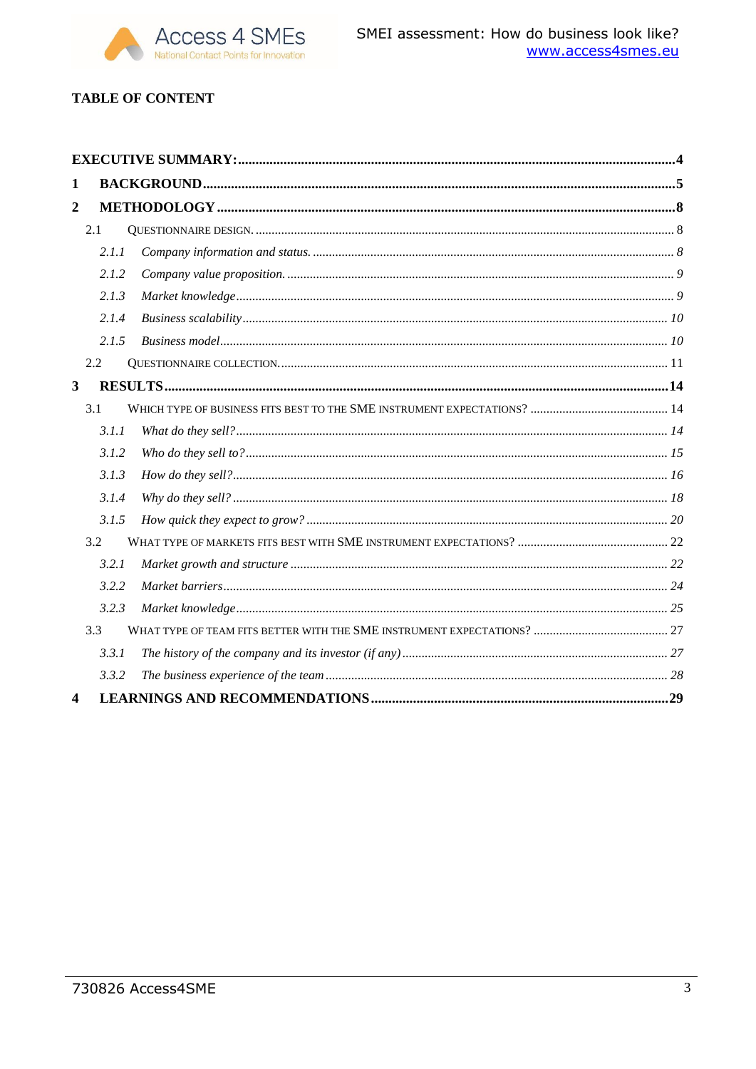# TABLE OF CONTENT

**EXECUTIVE SUMMARY:** ........................................................................ **4**

**1 BACKGROUND** ........................................................................ **5**

**2 METHODOLOGY** ........................................................................ **8**

- 2.1 QUESTIONNAIRE DESIGN. ........................................................................ 8
  - *2.1.1 Company information and status.* ........................................................................ *8*
  - *2.1.2 Company value proposition.* ........................................................................ *9*
  - *2.1.3 Market knowledge* ........................................................................ *9*
  - *2.1.4 Business scalability* ........................................................................ *10*
  - *2.1.5 Business model* ........................................................................ *10*
- 2.2 QUESTIONNAIRE COLLECTION. ........................................................................ 11

**3 RESULTS** ........................................................................ **14**

- 3.1 WHICH TYPE OF BUSINESS FITS BEST TO THE SME INSTRUMENT EXPECTATIONS? ........................................................................ 14
  - *3.1.1 What do they sell?* ........................................................................ *14*
  - *3.1.2 Who do they sell to?* ........................................................................ *15*
  - *3.1.3 How do they sell?* ........................................................................ *16*
  - *3.1.4 Why do they sell?* ........................................................................ *18*
  - *3.1.5 How quick they expect to grow?* ........................................................................ *20*
- 3.2 WHAT TYPE OF MARKETS FITS BEST WITH SME INSTRUMENT EXPECTATIONS? ........................................................................ 22
  - *3.2.1 Market growth and structure* ........................................................................ *22*
  - *3.2.2 Market barriers* ........................................................................ *24*
  - *3.2.3 Market knowledge* ........................................................................ *25*
- 3.3 WHAT TYPE OF TEAM FITS BETTER WITH THE SME INSTRUMENT EXPECTATIONS? ........................................................................ 27
  - *3.3.1 The history of the company and its investor (if any)* ........................................................................ *27*
  - *3.3.2 The business experience of the team* ........................................................................ *28*

**4 LEARNINGS AND RECOMMENDATIONS** ........................................................................ **29**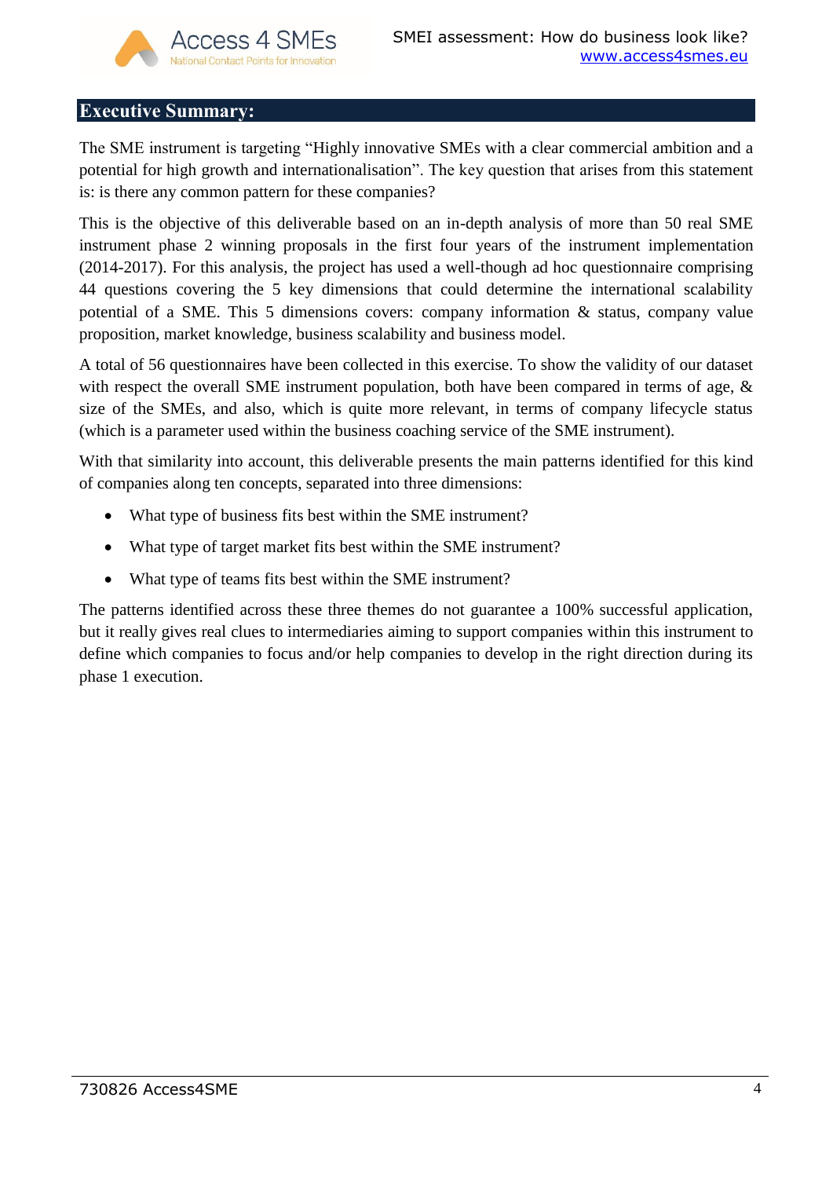## Executive Summary:

The SME instrument is targeting "Highly innovative SMEs with a clear commercial ambition and a potential for high growth and internationalisation". The key question that arises from this statement is: is there any common pattern for these companies?

This is the objective of this deliverable based on an in-depth analysis of more than 50 real SME instrument phase 2 winning proposals in the first four years of the instrument implementation (2014-2017). For this analysis, the project has used a well-though ad hoc questionnaire comprising 44 questions covering the 5 key dimensions that could determine the international scalability potential of a SME. This 5 dimensions covers: company information & status, company value proposition, market knowledge, business scalability and business model.

A total of 56 questionnaires have been collected in this exercise. To show the validity of our dataset with respect the overall SME instrument population, both have been compared in terms of age, & size of the SMEs, and also, which is quite more relevant, in terms of company lifecycle status (which is a parameter used within the business coaching service of the SME instrument).

With that similarity into account, this deliverable presents the main patterns identified for this kind of companies along ten concepts, separated into three dimensions:

- What type of business fits best within the SME instrument?
- What type of target market fits best within the SME instrument?
- What type of teams fits best within the SME instrument?

The patterns identified across these three themes do not guarantee a 100% successful application, but it really gives real clues to intermediaries aiming to support companies within this instrument to define which companies to focus and/or help companies to develop in the right direction during its phase 1 execution.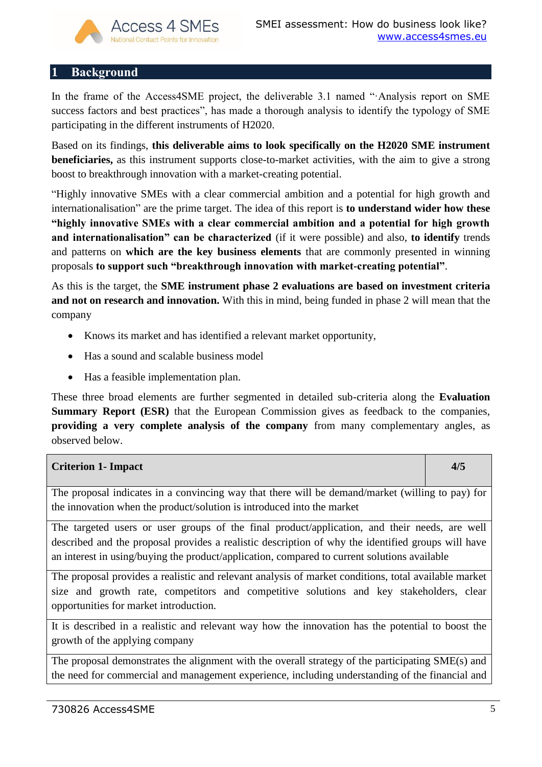# 1 Background

In the frame of the Access4SME project, the deliverable 3.1 named "·Analysis report on SME success factors and best practices", has made a thorough analysis to identify the typology of SME participating in the different instruments of H2020.

Based on its findings, **this deliverable aims to look specifically on the H2020 SME instrument beneficiaries,** as this instrument supports close-to-market activities, with the aim to give a strong boost to breakthrough innovation with a market-creating potential.

"Highly innovative SMEs with a clear commercial ambition and a potential for high growth and internationalisation" are the prime target. The idea of this report is **to understand wider how these "highly innovative SMEs with a clear commercial ambition and a potential for high growth and internationalisation" can be characterized** (if it were possible) and also, **to identify** trends and patterns on **which are the key business elements** that are commonly presented in winning proposals **to support such "breakthrough innovation with market-creating potential"**.

As this is the target, the **SME instrument phase 2 evaluations are based on investment criteria and not on research and innovation.** With this in mind, being funded in phase 2 will mean that the company

- Knows its market and has identified a relevant market opportunity,
- Has a sound and scalable business model
- Has a feasible implementation plan.

These three broad elements are further segmented in detailed sub-criteria along the **Evaluation Summary Report (ESR)** that the European Commission gives as feedback to the companies, **providing a very complete analysis of the company** from many complementary angles, as observed below.

| **Criterion 1- Impact** | **4/5** |
|---|---|
| The proposal indicates in a convincing way that there will be demand/market (willing to pay) for the innovation when the product/solution is introduced into the market | |
| The targeted users or user groups of the final product/application, and their needs, are well described and the proposal provides a realistic description of why the identified groups will have an interest in using/buying the product/application, compared to current solutions available | |
| The proposal provides a realistic and relevant analysis of market conditions, total available market size and growth rate, competitors and competitive solutions and key stakeholders, clear opportunities for market introduction. | |
| It is described in a realistic and relevant way how the innovation has the potential to boost the growth of the applying company | |
| The proposal demonstrates the alignment with the overall strategy of the participating SME(s) and the need for commercial and management experience, including understanding of the financial and | |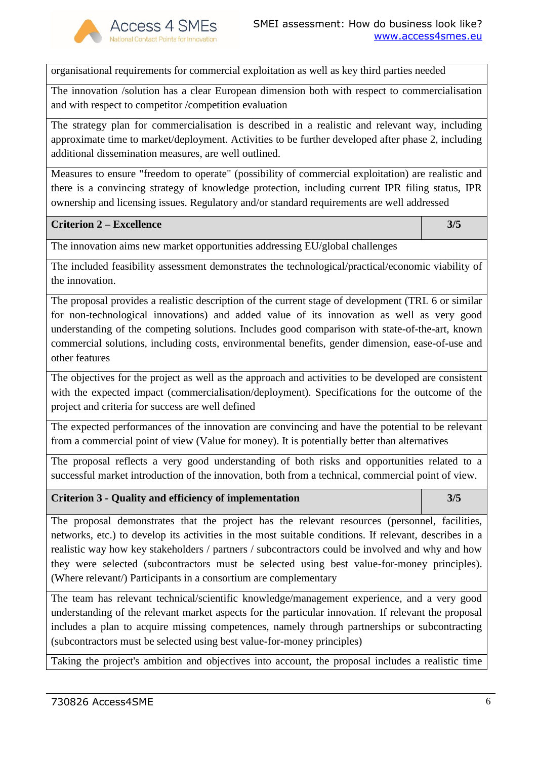| | |
|---|---|
| organisational requirements for commercial exploitation as well as key third parties needed | |
| The innovation /solution has a clear European dimension both with respect to commercialisation and with respect to competitor /competition evaluation | |
| The strategy plan for commercialisation is described in a realistic and relevant way, including approximate time to market/deployment. Activities to be further developed after phase 2, including additional dissemination measures, are well outlined. | |
| Measures to ensure "freedom to operate" (possibility of commercial exploitation) are realistic and there is a convincing strategy of knowledge protection, including current IPR filing status, IPR ownership and licensing issues. Regulatory and/or standard requirements are well addressed | |
| **Criterion 2 – Excellence** | **3/5** |
| The innovation aims new market opportunities addressing EU/global challenges | |
| The included feasibility assessment demonstrates the technological/practical/economic viability of the innovation. | |
| The proposal provides a realistic description of the current stage of development (TRL 6 or similar for non-technological innovations) and added value of its innovation as well as very good understanding of the competing solutions. Includes good comparison with state-of-the-art, known commercial solutions, including costs, environmental benefits, gender dimension, ease-of-use and other features | |
| The objectives for the project as well as the approach and activities to be developed are consistent with the expected impact (commercialisation/deployment). Specifications for the outcome of the project and criteria for success are well defined | |
| The expected performances of the innovation are convincing and have the potential to be relevant from a commercial point of view (Value for money). It is potentially better than alternatives | |
| The proposal reflects a very good understanding of both risks and opportunities related to a successful market introduction of the innovation, both from a technical, commercial point of view. | |
| **Criterion 3 - Quality and efficiency of implementation** | **3/5** |
| The proposal demonstrates that the project has the relevant resources (personnel, facilities, networks, etc.) to develop its activities in the most suitable conditions. If relevant, describes in a realistic way how key stakeholders / partners / subcontractors could be involved and why and how they were selected (subcontractors must be selected using best value-for-money principles). (Where relevant/) Participants in a consortium are complementary | |
| The team has relevant technical/scientific knowledge/management experience, and a very good understanding of the relevant market aspects for the particular innovation. If relevant the proposal includes a plan to acquire missing competences, namely through partnerships or subcontracting (subcontractors must be selected using best value-for-money principles) | |
| Taking the project's ambition and objectives into account, the proposal includes a realistic time | |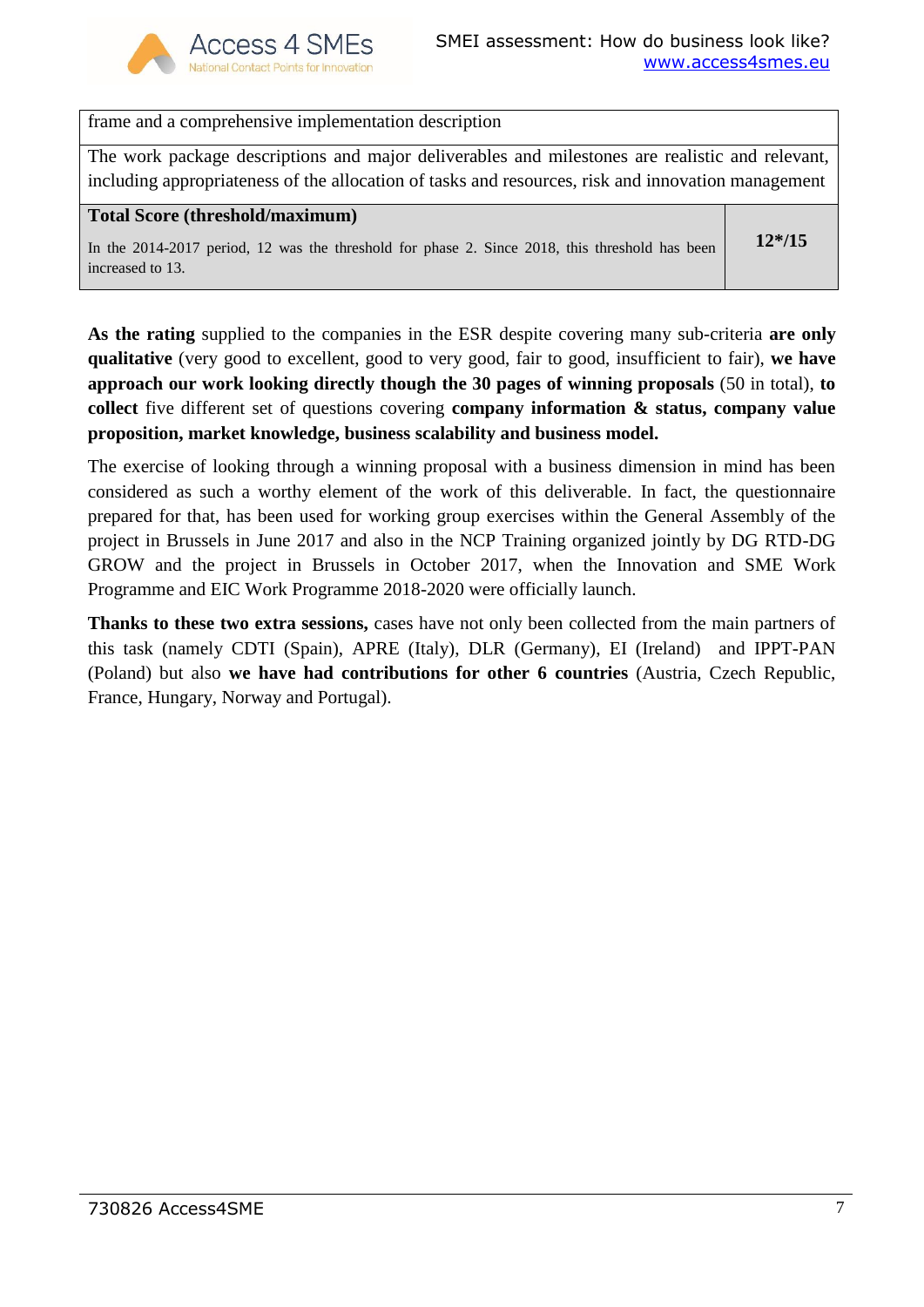| | |
|---|---|
| frame and a comprehensive implementation description | |
| The work package descriptions and major deliverables and milestones are realistic and relevant, including appropriateness of the allocation of tasks and resources, risk and innovation management | |
| **Total Score (threshold/maximum)**<br>In the 2014-2017 period, 12 was the threshold for phase 2. Since 2018, this threshold has been increased to 13. | **12*/15** |

**As the rating** supplied to the companies in the ESR despite covering many sub-criteria **are only qualitative** (very good to excellent, good to very good, fair to good, insufficient to fair), **we have approach our work looking directly though the 30 pages of winning proposals** (50 in total), **to collect** five different set of questions covering **company information & status, company value proposition, market knowledge, business scalability and business model.**

The exercise of looking through a winning proposal with a business dimension in mind has been considered as such a worthy element of the work of this deliverable. In fact, the questionnaire prepared for that, has been used for working group exercises within the General Assembly of the project in Brussels in June 2017 and also in the NCP Training organized jointly by DG RTD-DG GROW and the project in Brussels in October 2017, when the Innovation and SME Work Programme and EIC Work Programme 2018-2020 were officially launch.

**Thanks to these two extra sessions,** cases have not only been collected from the main partners of this task (namely CDTI (Spain), APRE (Italy), DLR (Germany), EI (Ireland) and IPPT-PAN (Poland) but also **we have had contributions for other 6 countries** (Austria, Czech Republic, France, Hungary, Norway and Portugal).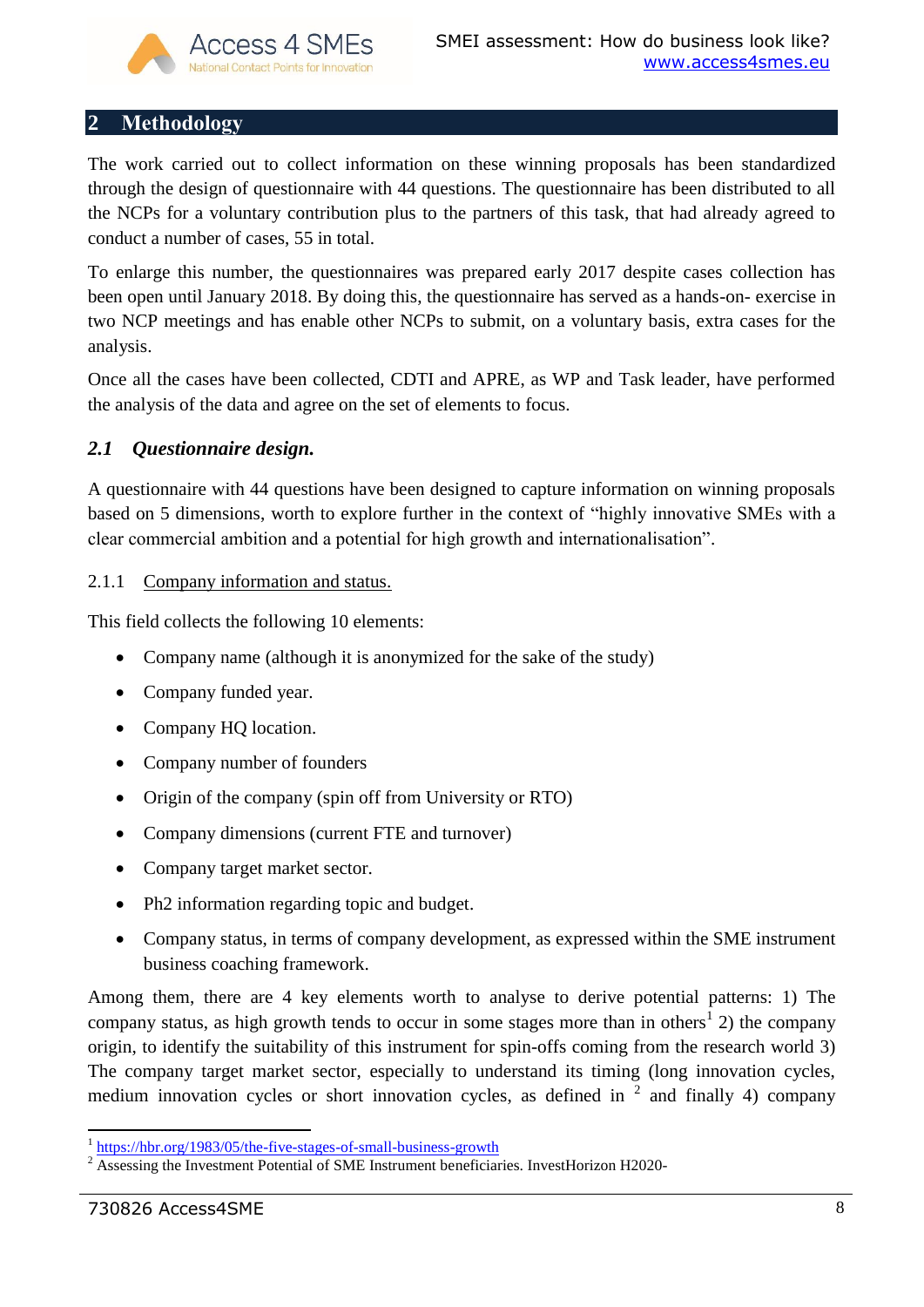# 2 Methodology

The work carried out to collect information on these winning proposals has been standardized through the design of questionnaire with 44 questions. The questionnaire has been distributed to all the NCPs for a voluntary contribution plus to the partners of this task, that had already agreed to conduct a number of cases, 55 in total.

To enlarge this number, the questionnaires was prepared early 2017 despite cases collection has been open until January 2018. By doing this, the questionnaire has served as a hands-on- exercise in two NCP meetings and has enable other NCPs to submit, on a voluntary basis, extra cases for the analysis.

Once all the cases have been collected, CDTI and APRE, as WP and Task leader, have performed the analysis of the data and agree on the set of elements to focus.

## *2.1 Questionnaire design.*

A questionnaire with 44 questions have been designed to capture information on winning proposals based on 5 dimensions, worth to explore further in the context of "highly innovative SMEs with a clear commercial ambition and a potential for high growth and internationalisation".

### 2.1.1 Company information and status.

This field collects the following 10 elements:

- Company name (although it is anonymized for the sake of the study)
- Company funded year.
- Company HQ location.
- Company number of founders
- Origin of the company (spin off from University or RTO)
- Company dimensions (current FTE and turnover)
- Company target market sector.
- Ph2 information regarding topic and budget.
- Company status, in terms of company development, as expressed within the SME instrument business coaching framework.

Among them, there are 4 key elements worth to analyse to derive potential patterns: 1) The company status, as high growth tends to occur in some stages more than in others[1] 2) the company origin, to identify the suitability of this instrument for spin-offs coming from the research world 3) The company target market sector, especially to understand its timing (long innovation cycles, medium innovation cycles or short innovation cycles, as defined in [2] and finally 4) company

[1] https://hbr.org/1983/05/the-five-stages-of-small-business-growth

[2] Assessing the Investment Potential of SME Instrument beneficiaries. InvestHorizon H2020-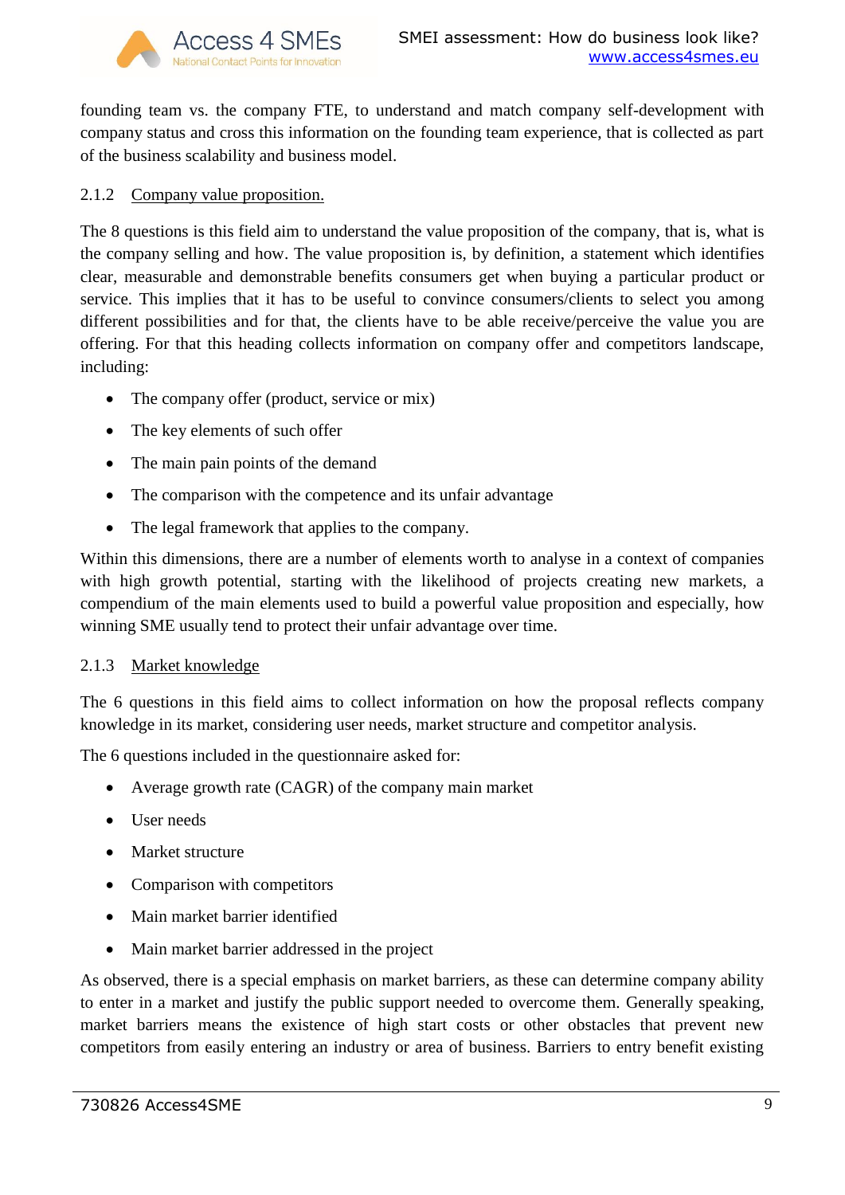founding team vs. the company FTE, to understand and match company self-development with company status and cross this information on the founding team experience, that is collected as part of the business scalability and business model.

### 2.1.2 Company value proposition.

The 8 questions is this field aim to understand the value proposition of the company, that is, what is the company selling and how. The value proposition is, by definition, a statement which identifies clear, measurable and demonstrable benefits consumers get when buying a particular product or service. This implies that it has to be useful to convince consumers/clients to select you among different possibilities and for that, the clients have to be able receive/perceive the value you are offering. For that this heading collects information on company offer and competitors landscape, including:

- The company offer (product, service or mix)
- The key elements of such offer
- The main pain points of the demand
- The comparison with the competence and its unfair advantage
- The legal framework that applies to the company.

Within this dimensions, there are a number of elements worth to analyse in a context of companies with high growth potential, starting with the likelihood of projects creating new markets, a compendium of the main elements used to build a powerful value proposition and especially, how winning SME usually tend to protect their unfair advantage over time.

### 2.1.3 Market knowledge

The 6 questions in this field aims to collect information on how the proposal reflects company knowledge in its market, considering user needs, market structure and competitor analysis.

The 6 questions included in the questionnaire asked for:

- Average growth rate (CAGR) of the company main market
- User needs
- Market structure
- Comparison with competitors
- Main market barrier identified
- Main market barrier addressed in the project

As observed, there is a special emphasis on market barriers, as these can determine company ability to enter in a market and justify the public support needed to overcome them. Generally speaking, market barriers means the existence of high start costs or other obstacles that prevent new competitors from easily entering an industry or area of business. Barriers to entry benefit existing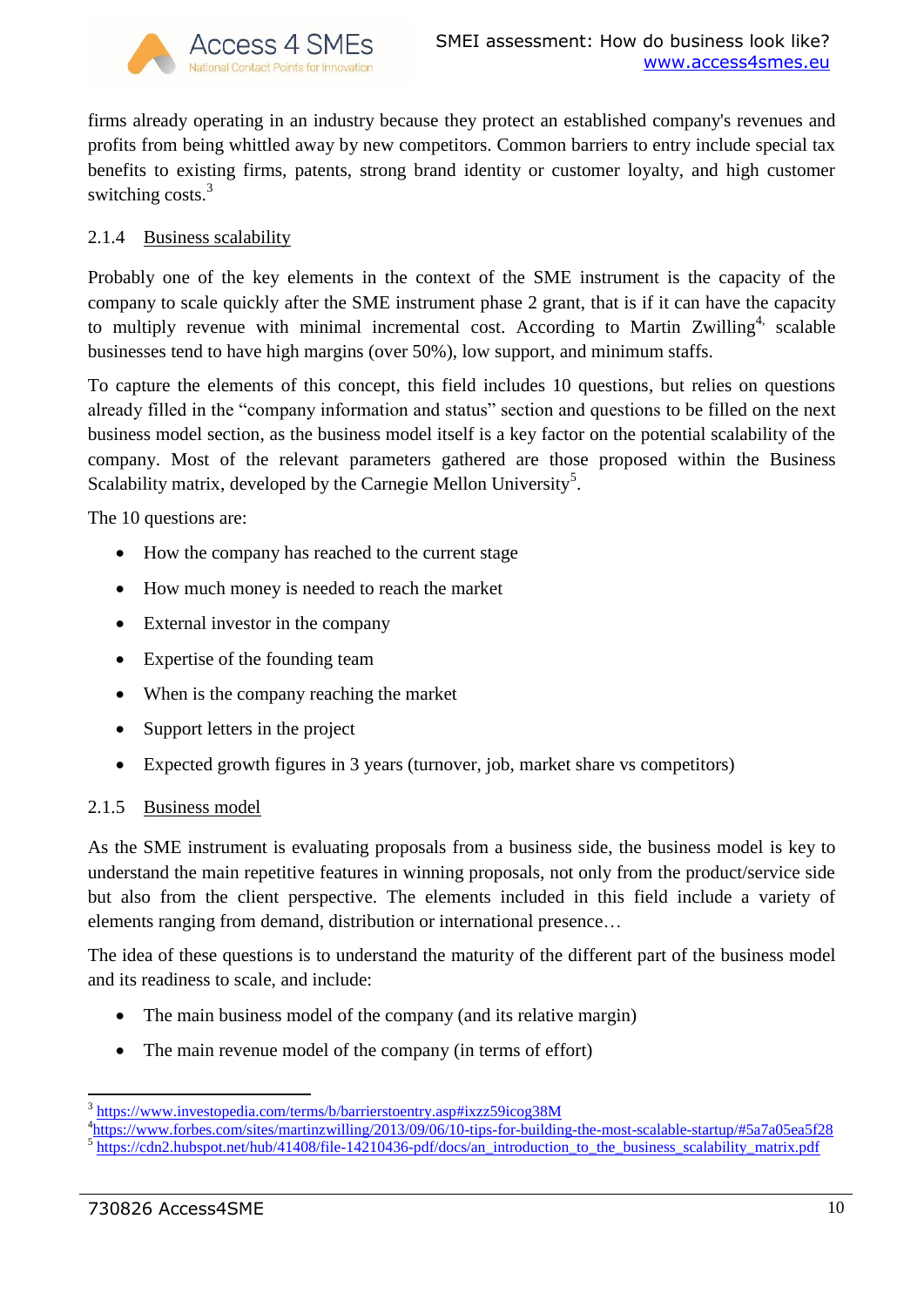firms already operating in an industry because they protect an established company's revenues and profits from being whittled away by new competitors. Common barriers to entry include special tax benefits to existing firms, patents, strong brand identity or customer loyalty, and high customer switching costs.[3]

### 2.1.4 Business scalability

Probably one of the key elements in the context of the SME instrument is the capacity of the company to scale quickly after the SME instrument phase 2 grant, that is if it can have the capacity to multiply revenue with minimal incremental cost. According to Martin Zwilling[4], scalable businesses tend to have high margins (over 50%), low support, and minimum staffs.

To capture the elements of this concept, this field includes 10 questions, but relies on questions already filled in the "company information and status" section and questions to be filled on the next business model section, as the business model itself is a key factor on the potential scalability of the company. Most of the relevant parameters gathered are those proposed within the Business Scalability matrix, developed by the Carnegie Mellon University[5].

The 10 questions are:

- How the company has reached to the current stage
- How much money is needed to reach the market
- External investor in the company
- Expertise of the founding team
- When is the company reaching the market
- Support letters in the project
- Expected growth figures in 3 years (turnover, job, market share vs competitors)

### 2.1.5 Business model

As the SME instrument is evaluating proposals from a business side, the business model is key to understand the main repetitive features in winning proposals, not only from the product/service side but also from the client perspective. The elements included in this field include a variety of elements ranging from demand, distribution or international presence…

The idea of these questions is to understand the maturity of the different part of the business model and its readiness to scale, and include:

- The main business model of the company (and its relative margin)
- The main revenue model of the company (in terms of effort)

---

[3] https://www.investopedia.com/terms/b/barrierstoentry.asp#ixzz59icog38M

[4] https://www.forbes.com/sites/martinzwilling/2013/09/06/10-tips-for-building-the-most-scalable-startup/#5a7a05ea5f28

[5] https://cdn2.hubspot.net/hub/41408/file-14210436-pdf/docs/an_introduction_to_the_business_scalability_matrix.pdf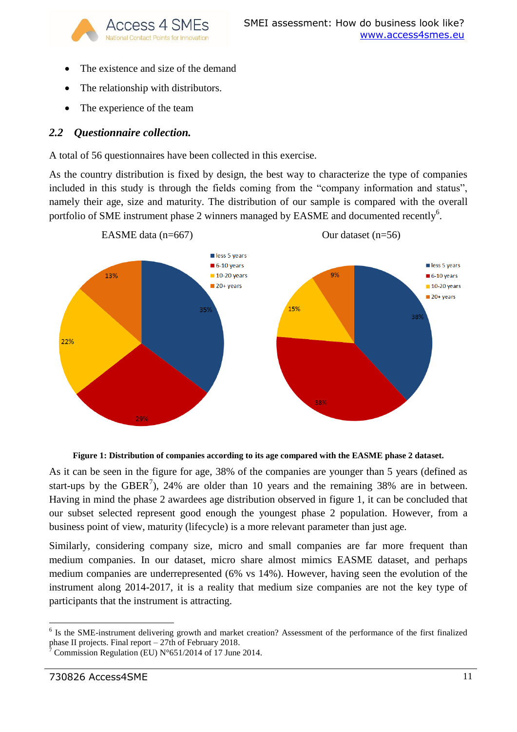- The existence and size of the demand
- The relationship with distributors.
- The experience of the team

### *2.2 Questionnaire collection.*

A total of 56 questionnaires have been collected in this exercise.

As the country distribution is fixed by design, the best way to characterize the type of companies included in this study is through the fields coming from the "company information and status", namely their age, size and maturity. The distribution of our sample is compared with the overall portfolio of SME instrument phase 2 winners managed by EASME and documented recently[6].

EASME data (n=667)

Our dataset (n=56)

**Figure 1: Distribution of companies according to its age compared with the EASME phase 2 dataset.**

As it can be seen in the figure for age, 38% of the companies are younger than 5 years (defined as start-ups by the GBER[7]), 24% are older than 10 years and the remaining 38% are in between. Having in mind the phase 2 awardees age distribution observed in figure 1, it can be concluded that our subset selected represent good enough the youngest phase 2 population. However, from a business point of view, maturity (lifecycle) is a more relevant parameter than just age.

Similarly, considering company size, micro and small companies are far more frequent than medium companies. In our dataset, micro share almost mimics EASME dataset, and perhaps medium companies are underrepresented (6% vs 14%). However, having seen the evolution of the instrument along 2014-2017, it is a reality that medium size companies are not the key type of participants that the instrument is attracting.

---

[6] Is the SME-instrument delivering growth and market creation? Assessment of the performance of the first finalized phase II projects. Final report – 27th of February 2018.

[7] Commission Regulation (EU) N°651/2014 of 17 June 2014.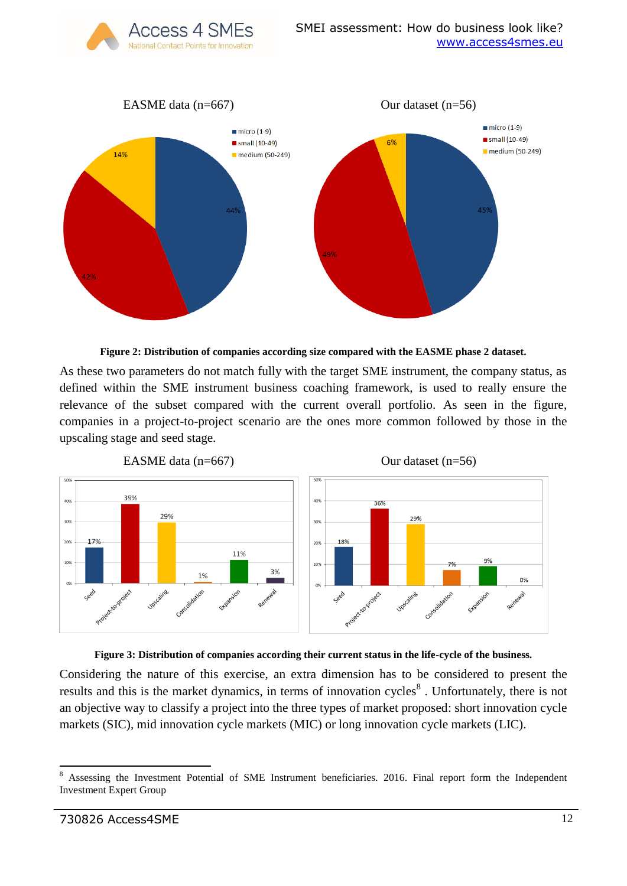EASME data (n=667) | Our dataset (n=56)

**Figure 2: Distribution of companies according size compared with the EASME phase 2 dataset.**

As these two parameters do not match fully with the target SME instrument, the company status, as defined within the SME instrument business coaching framework, is used to really ensure the relevance of the subset compared with the current overall portfolio. As seen in the figure, companies in a project-to-project scenario are the ones more common followed by those in the upscaling stage and seed stage.

EASME data (n=667) | Our dataset (n=56)

**Figure 3: Distribution of companies according their current status in the life-cycle of the business.**

Considering the nature of this exercise, an extra dimension has to be considered to present the results and this is the market dynamics, in terms of innovation cycles[8] . Unfortunately, there is not an objective way to classify a project into the three types of market proposed: short innovation cycle markets (SIC), mid innovation cycle markets (MIC) or long innovation cycle markets (LIC).

[8] Assessing the Investment Potential of SME Instrument beneficiaries. 2016. Final report form the Independent Investment Expert Group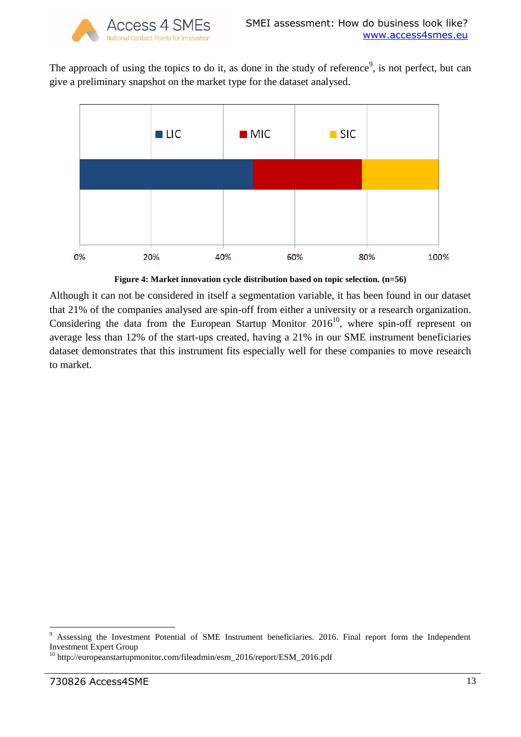The approach of using the topics to do it, as done in the study of reference[9], is not perfect, but can give a preliminary snapshot on the market type for the dataset analysed.

**Figure 4: Market innovation cycle distribution based on topic selection. (n=56)**

Although it can not be considered in itself a segmentation variable, it has been found in our dataset that 21% of the companies analysed are spin-off from either a university or a research organization. Considering the data from the European Startup Monitor 2016[10], where spin-off represent on average less than 12% of the start-ups created, having a 21% in our SME instrument beneficiaries dataset demonstrates that this instrument fits especially well for these companies to move research to market.

---

[9] Assessing the Investment Potential of SME Instrument beneficiaries. 2016. Final report form the Independent Investment Expert Group

[10] http://europeanstartupmonitor.com/fileadmin/esm_2016/report/ESM_2016.pdf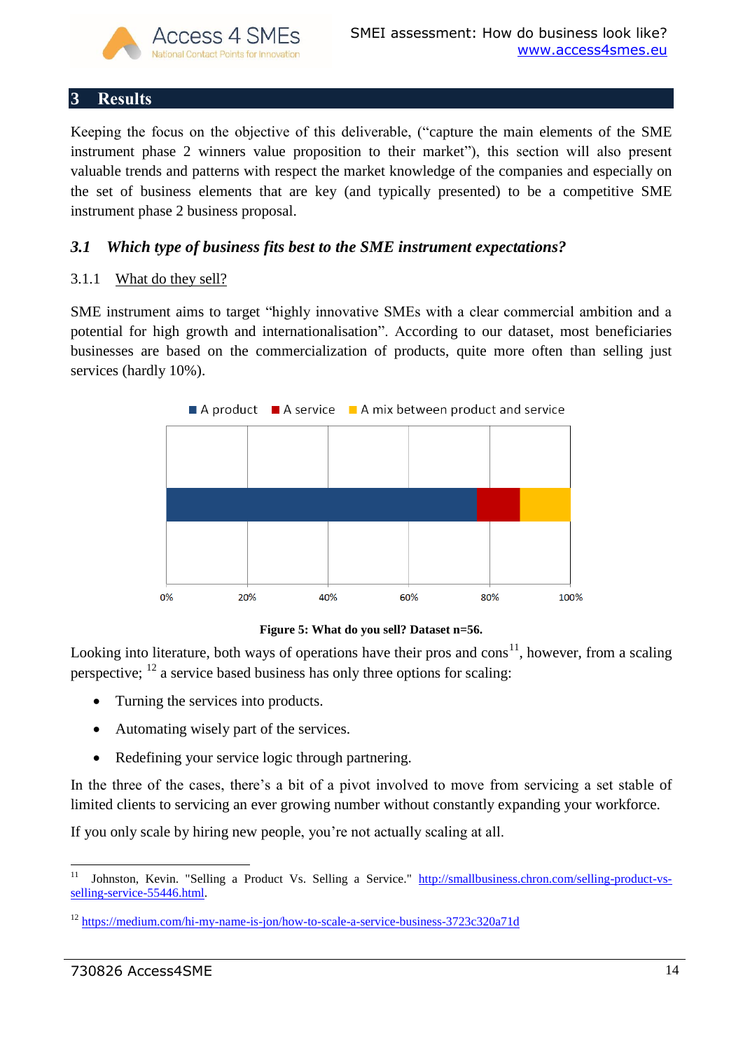# 3 Results

Keeping the focus on the objective of this deliverable, ("capture the main elements of the SME instrument phase 2 winners value proposition to their market"), this section will also present valuable trends and patterns with respect the market knowledge of the companies and especially on the set of business elements that are key (and typically presented) to be a competitive SME instrument phase 2 business proposal.

## 3.1 *Which type of business fits best to the SME instrument expectations?*

### 3.1.1 What do they sell?

SME instrument aims to target "highly innovative SMEs with a clear commercial ambition and a potential for high growth and internationalisation". According to our dataset, most beneficiaries businesses are based on the commercialization of products, quite more often than selling just services (hardly 10%).

**Figure 5: What do you sell? Dataset n=56.**

Looking into literature, both ways of operations have their pros and cons[11], however, from a scaling perspective; [12] a service based business has only three options for scaling:

- Turning the services into products.
- Automating wisely part of the services.
- Redefining your service logic through partnering.

In the three of the cases, there's a bit of a pivot involved to move from servicing a set stable of limited clients to servicing an ever growing number without constantly expanding your workforce.

If you only scale by hiring new people, you're not actually scaling at all.

---

[11] Johnston, Kevin. "Selling a Product Vs. Selling a Service." http://smallbusiness.chron.com/selling-product-vs-selling-service-55446.html.

[12] https://medium.com/hi-my-name-is-jon/how-to-scale-a-service-business-3723c320a71d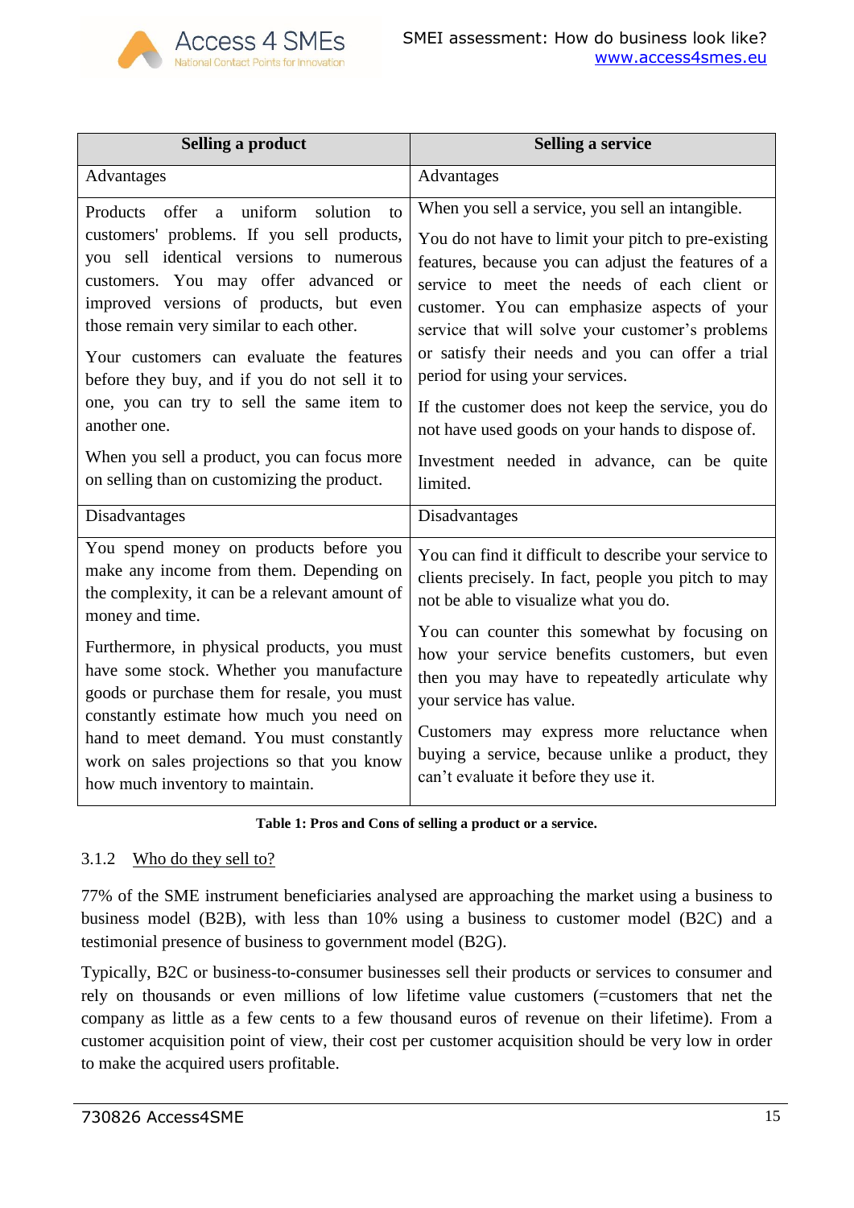| Selling a product | Selling a service |
|---|---|
| Advantages | Advantages |
| Products offer a uniform solution to customers' problems. If you sell products, you sell identical versions to numerous customers. You may offer advanced or improved versions of products, but even those remain very similar to each other.<br><br>Your customers can evaluate the features before they buy, and if you do not sell it to one, you can try to sell the same item to another one.<br><br>When you sell a product, you can focus more on selling than on customizing the product. | When you sell a service, you sell an intangible.<br><br>You do not have to limit your pitch to pre-existing features, because you can adjust the features of a service to meet the needs of each client or customer. You can emphasize aspects of your service that will solve your customer's problems or satisfy their needs and you can offer a trial period for using your services.<br><br>If the customer does not keep the service, you do not have used goods on your hands to dispose of.<br><br>Investment needed in advance, can be quite limited. |
| Disadvantages | Disadvantages |
| You spend money on products before you make any income from them. Depending on the complexity, it can be a relevant amount of money and time.<br><br>Furthermore, in physical products, you must have some stock. Whether you manufacture goods or purchase them for resale, you must constantly estimate how much you need on hand to meet demand. You must constantly work on sales projections so that you know how much inventory to maintain. | You can find it difficult to describe your service to clients precisely. In fact, people you pitch to may not be able to visualize what you do.<br><br>You can counter this somewhat by focusing on how your service benefits customers, but even then you may have to repeatedly articulate why your service has value.<br><br>Customers may express more reluctance when buying a service, because unlike a product, they can't evaluate it before they use it. |

**Table 1: Pros and Cons of selling a product or a service.**

### 3.1.2 Who do they sell to?

77% of the SME instrument beneficiaries analysed are approaching the market using a business to business model (B2B), with less than 10% using a business to customer model (B2C) and a testimonial presence of business to government model (B2G).

Typically, B2C or business-to-consumer businesses sell their products or services to consumer and rely on thousands or even millions of low lifetime value customers (=customers that net the company as little as a few cents to a few thousand euros of revenue on their lifetime). From a customer acquisition point of view, their cost per customer acquisition should be very low in order to make the acquired users profitable.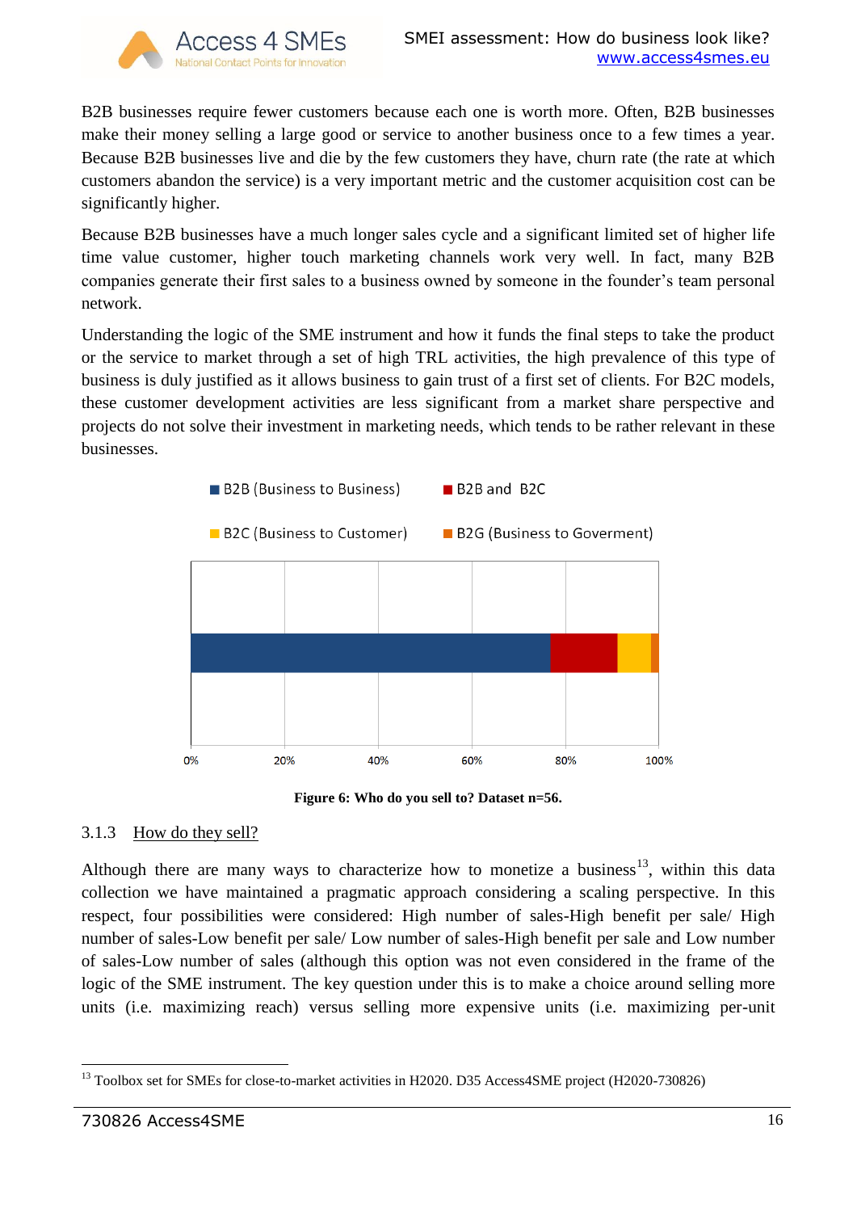B2B businesses require fewer customers because each one is worth more. Often, B2B businesses make their money selling a large good or service to another business once to a few times a year. Because B2B businesses live and die by the few customers they have, churn rate (the rate at which customers abandon the service) is a very important metric and the customer acquisition cost can be significantly higher.

Because B2B businesses have a much longer sales cycle and a significant limited set of higher life time value customer, higher touch marketing channels work very well. In fact, many B2B companies generate their first sales to a business owned by someone in the founder's team personal network.

Understanding the logic of the SME instrument and how it funds the final steps to take the product or the service to market through a set of high TRL activities, the high prevalence of this type of business is duly justified as it allows business to gain trust of a first set of clients. For B2C models, these customer development activities are less significant from a market share perspective and projects do not solve their investment in marketing needs, which tends to be rather relevant in these businesses.

B2B (Business to Business) | B2B and B2C | B2C (Business to Customer) | B2G (Business to Goverment)

0% 20% 40% 60% 80% 100%

**Figure 6: Who do you sell to? Dataset n=56.**

### 3.1.3 How do they sell?

Although there are many ways to characterize how to monetize a business[13], within this data collection we have maintained a pragmatic approach considering a scaling perspective. In this respect, four possibilities were considered: High number of sales-High benefit per sale/ High number of sales-Low benefit per sale/ Low number of sales-High benefit per sale and Low number of sales-Low number of sales (although this option was not even considered in the frame of the logic of the SME instrument. The key question under this is to make a choice around selling more units (i.e. maximizing reach) versus selling more expensive units (i.e. maximizing per-unit

[13] Toolbox set for SMEs for close-to-market activities in H2020. D35 Access4SME project (H2020-730826)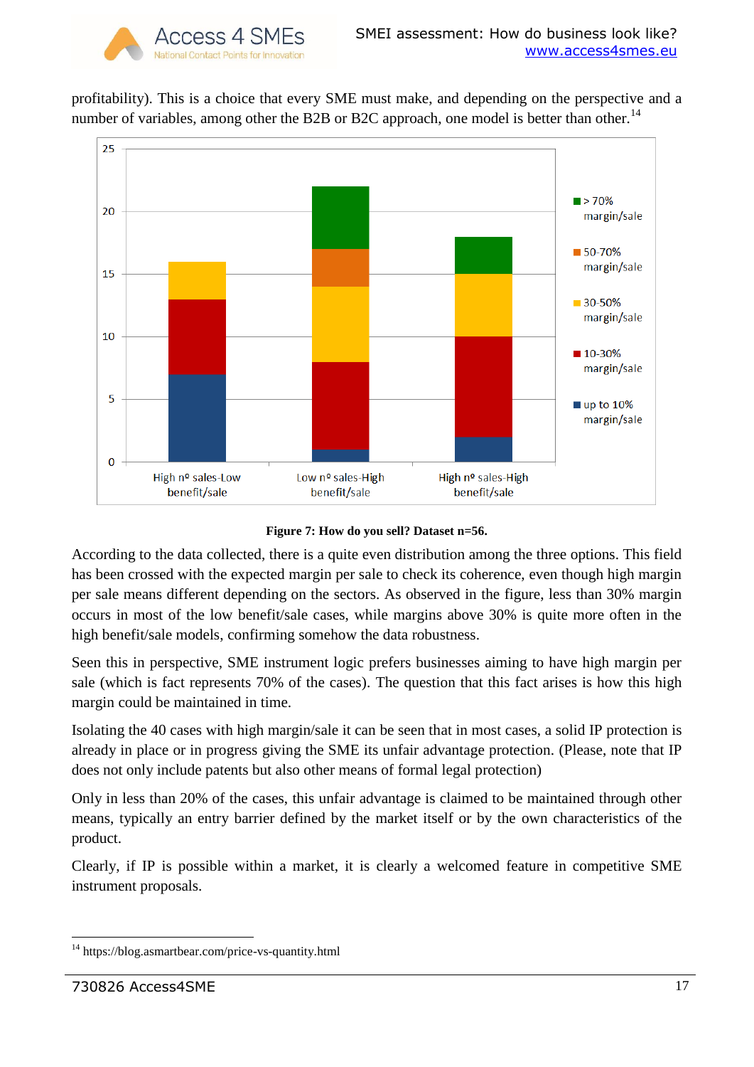profitability). This is a choice that every SME must make, and depending on the perspective and a number of variables, among other the B2B or B2C approach, one model is better than other.[14]

**Figure 7: How do you sell? Dataset n=56.**

According to the data collected, there is a quite even distribution among the three options. This field has been crossed with the expected margin per sale to check its coherence, even though high margin per sale means different depending on the sectors. As observed in the figure, less than 30% margin occurs in most of the low benefit/sale cases, while margins above 30% is quite more often in the high benefit/sale models, confirming somehow the data robustness.

Seen this in perspective, SME instrument logic prefers businesses aiming to have high margin per sale (which is fact represents 70% of the cases). The question that this fact arises is how this high margin could be maintained in time.

Isolating the 40 cases with high margin/sale it can be seen that in most cases, a solid IP protection is already in place or in progress giving the SME its unfair advantage protection. (Please, note that IP does not only include patents but also other means of formal legal protection)

Only in less than 20% of the cases, this unfair advantage is claimed to be maintained through other means, typically an entry barrier defined by the market itself or by the own characteristics of the product.

Clearly, if IP is possible within a market, it is clearly a welcomed feature in competitive SME instrument proposals.

[14] https://blog.asmartbear.com/price-vs-quantity.html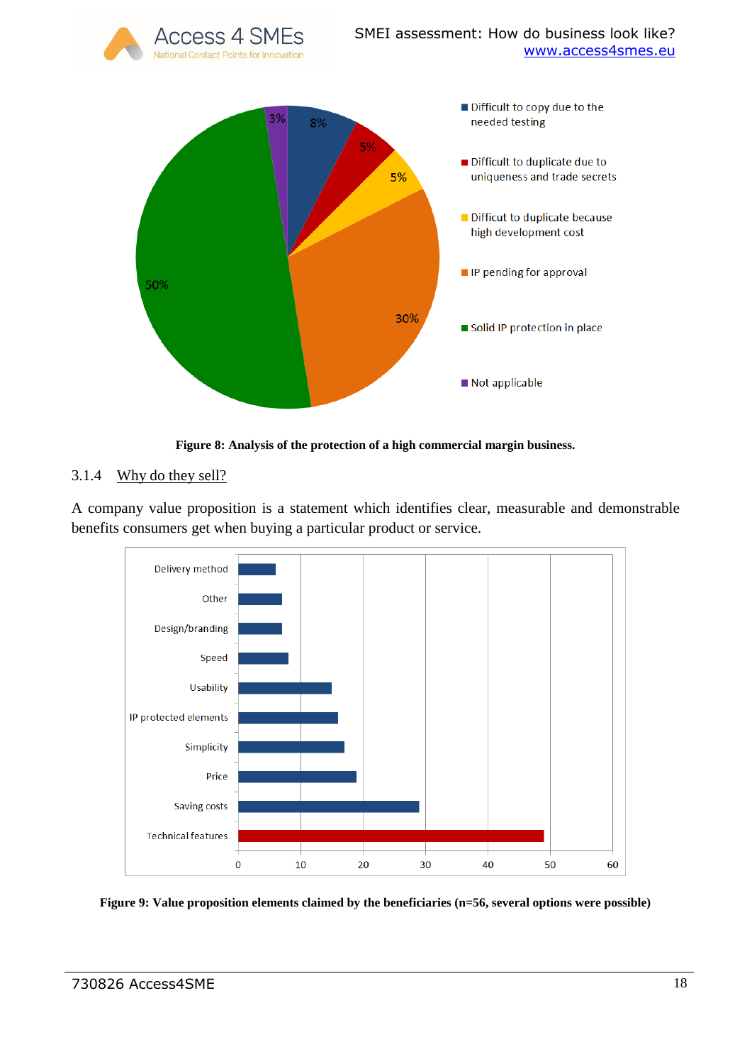**Figure 8: Analysis of the protection of a high commercial margin business.**

### 3.1.4 Why do they sell?

A company value proposition is a statement which identifies clear, measurable and demonstrable benefits consumers get when buying a particular product or service.

**Figure 9: Value proposition elements claimed by the beneficiaries (n=56, several options were possible)**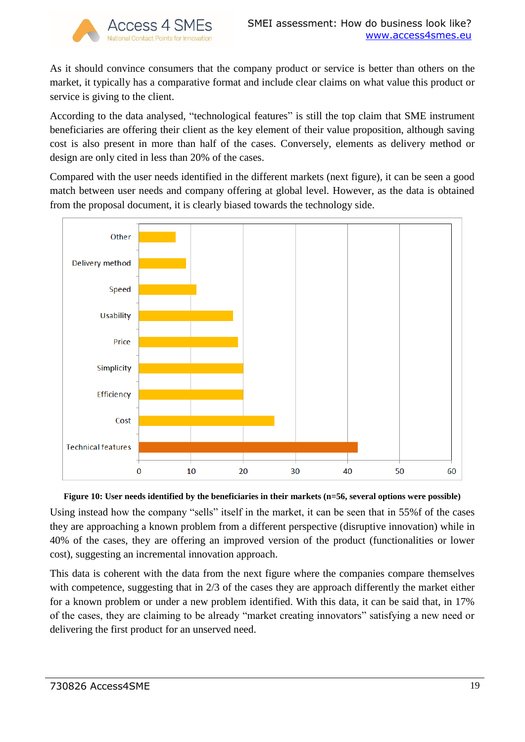As it should convince consumers that the company product or service is better than others on the market, it typically has a comparative format and include clear claims on what value this product or service is giving to the client.

According to the data analysed, "technological features" is still the top claim that SME instrument beneficiaries are offering their client as the key element of their value proposition, although saving cost is also present in more than half of the cases. Conversely, elements as delivery method or design are only cited in less than 20% of the cases.

Compared with the user needs identified in the different markets (next figure), it can be seen a good match between user needs and company offering at global level. However, as the data is obtained from the proposal document, it is clearly biased towards the technology side.

**Figure 10: User needs identified by the beneficiaries in their markets (n=56, several options were possible)**

Using instead how the company "sells" itself in the market, it can be seen that in 55%f of the cases they are approaching a known problem from a different perspective (disruptive innovation) while in 40% of the cases, they are offering an improved version of the product (functionalities or lower cost), suggesting an incremental innovation approach.

This data is coherent with the data from the next figure where the companies compare themselves with competence, suggesting that in 2/3 of the cases they are approach differently the market either for a known problem or under a new problem identified. With this data, it can be said that, in 17% of the cases, they are claiming to be already "market creating innovators" satisfying a new need or delivering the first product for an unserved need.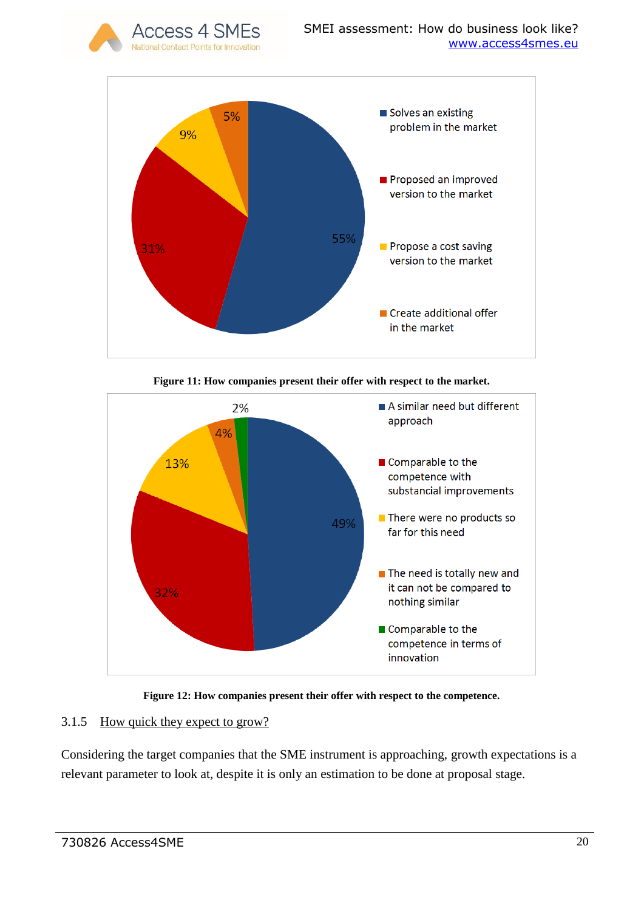Figure 11: How companies present their offer with respect to the market.

Figure 12: How companies present their offer with respect to the competence.

### 3.1.5 How quick they expect to grow?

Considering the target companies that the SME instrument is approaching, growth expectations is a relevant parameter to look at, despite it is only an estimation to be done at proposal stage.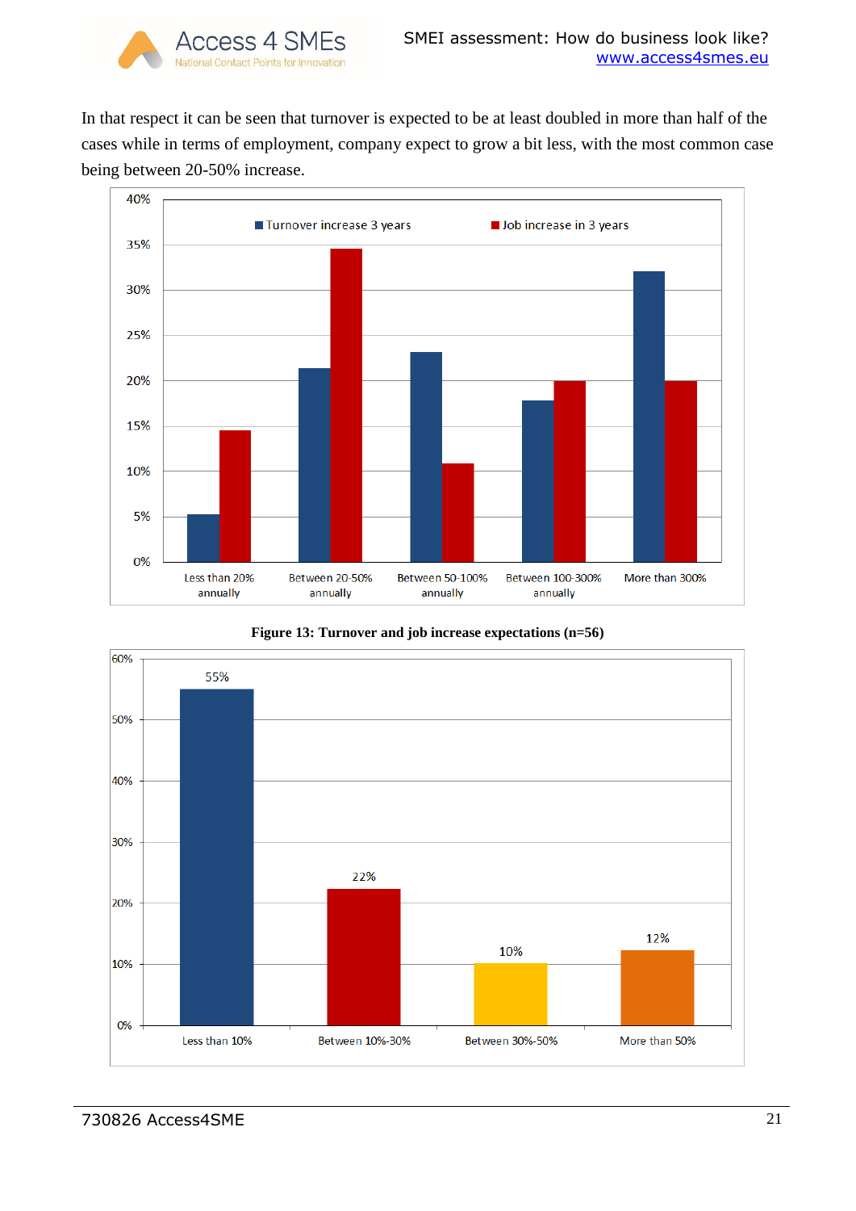In that respect it can be seen that turnover is expected to be at least doubled in more than half of the cases while in terms of employment, company expect to grow a bit less, with the most common case being between 20-50% increase.

**Figure 13: Turnover and job increase expectations (n=56)**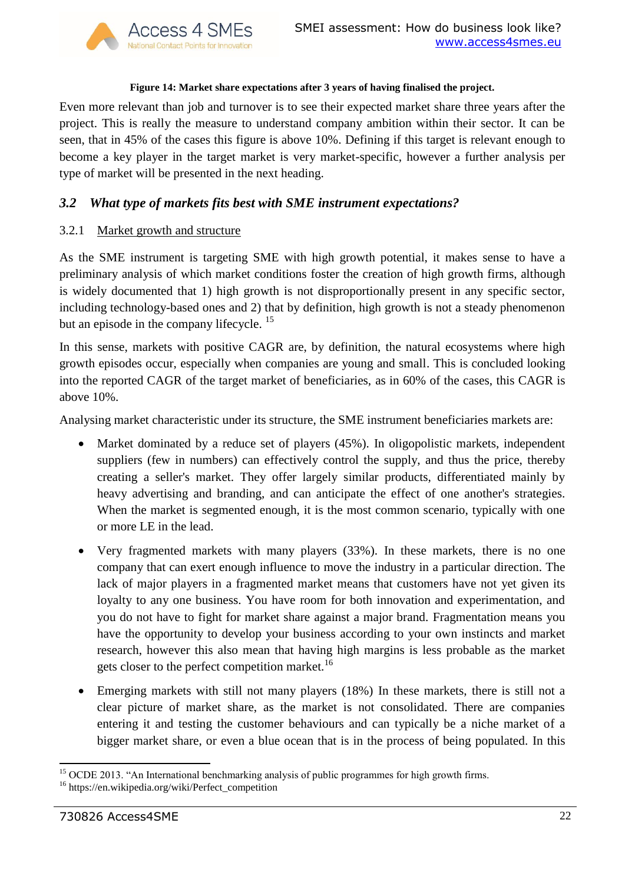**Figure 14: Market share expectations after 3 years of having finalised the project.**

Even more relevant than job and turnover is to see their expected market share three years after the project. This is really the measure to understand company ambition within their sector. It can be seen, that in 45% of the cases this figure is above 10%. Defining if this target is relevant enough to become a key player in the target market is very market-specific, however a further analysis per type of market will be presented in the next heading.

## 3.2 *What type of markets fits best with SME instrument expectations?*

### 3.2.1 Market growth and structure

As the SME instrument is targeting SME with high growth potential, it makes sense to have a preliminary analysis of which market conditions foster the creation of high growth firms, although is widely documented that 1) high growth is not disproportionally present in any specific sector, including technology-based ones and 2) that by definition, high growth is not a steady phenomenon but an episode in the company lifecycle. [15]

In this sense, markets with positive CAGR are, by definition, the natural ecosystems where high growth episodes occur, especially when companies are young and small. This is concluded looking into the reported CAGR of the target market of beneficiaries, as in 60% of the cases, this CAGR is above 10%.

Analysing market characteristic under its structure, the SME instrument beneficiaries markets are:

- Market dominated by a reduce set of players (45%). In oligopolistic markets, independent suppliers (few in numbers) can effectively control the supply, and thus the price, thereby creating a seller's market. They offer largely similar products, differentiated mainly by heavy advertising and branding, and can anticipate the effect of one another's strategies. When the market is segmented enough, it is the most common scenario, typically with one or more LE in the lead.
- Very fragmented markets with many players (33%). In these markets, there is no one company that can exert enough influence to move the industry in a particular direction. The lack of major players in a fragmented market means that customers have not yet given its loyalty to any one business. You have room for both innovation and experimentation, and you do not have to fight for market share against a major brand. Fragmentation means you have the opportunity to develop your business according to your own instincts and market research, however this also mean that having high margins is less probable as the market gets closer to the perfect competition market. [16]
- Emerging markets with still not many players (18%) In these markets, there is still not a clear picture of market share, as the market is not consolidated. There are companies entering it and testing the customer behaviours and can typically be a niche market of a bigger market share, or even a blue ocean that is in the process of being populated. In this

---

[15] OCDE 2013. "An International benchmarking analysis of public programmes for high growth firms.

[16] https://en.wikipedia.org/wiki/Perfect_competition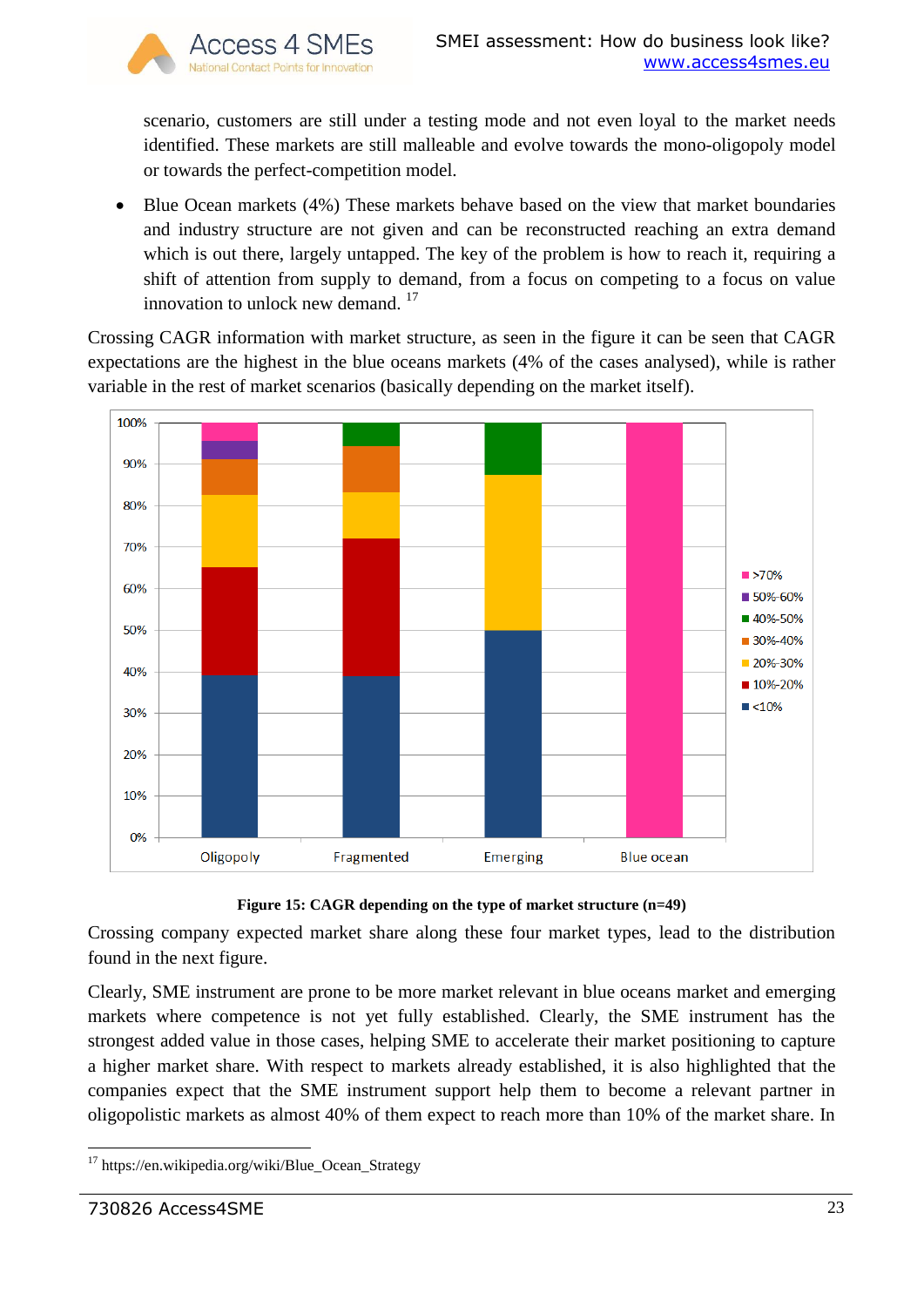scenario, customers are still under a testing mode and not even loyal to the market needs identified. These markets are still malleable and evolve towards the mono-oligopoly model or towards the perfect-competition model.

- Blue Ocean markets (4%) These markets behave based on the view that market boundaries and industry structure are not given and can be reconstructed reaching an extra demand which is out there, largely untapped. The key of the problem is how to reach it, requiring a shift of attention from supply to demand, from a focus on competing to a focus on value innovation to unlock new demand. [17]

Crossing CAGR information with market structure, as seen in the figure it can be seen that CAGR expectations are the highest in the blue oceans markets (4% of the cases analysed), while is rather variable in the rest of market scenarios (basically depending on the market itself).

**Figure 15: CAGR depending on the type of market structure (n=49)**

Crossing company expected market share along these four market types, lead to the distribution found in the next figure.

Clearly, SME instrument are prone to be more market relevant in blue oceans market and emerging markets where competence is not yet fully established. Clearly, the SME instrument has the strongest added value in those cases, helping SME to accelerate their market positioning to capture a higher market share. With respect to markets already established, it is also highlighted that the companies expect that the SME instrument support help them to become a relevant partner in oligopolistic markets as almost 40% of them expect to reach more than 10% of the market share. In

[17] https://en.wikipedia.org/wiki/Blue_Ocean_Strategy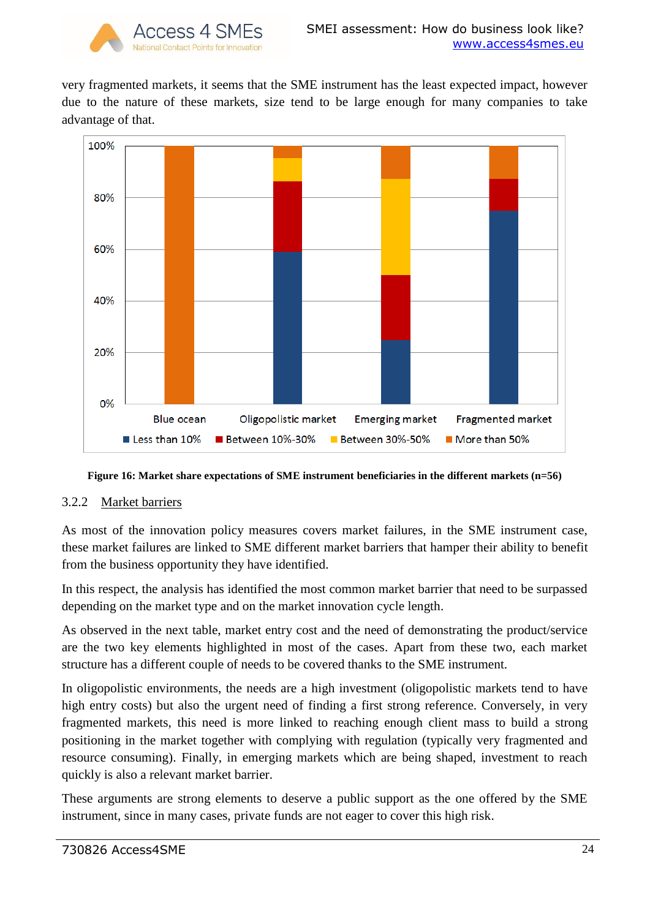very fragmented markets, it seems that the SME instrument has the least expected impact, however due to the nature of these markets, size tend to be large enough for many companies to take advantage of that.

**Figure 16: Market share expectations of SME instrument beneficiaries in the different markets (n=56)**

### 3.2.2 Market barriers

As most of the innovation policy measures covers market failures, in the SME instrument case, these market failures are linked to SME different market barriers that hamper their ability to benefit from the business opportunity they have identified.

In this respect, the analysis has identified the most common market barrier that need to be surpassed depending on the market type and on the market innovation cycle length.

As observed in the next table, market entry cost and the need of demonstrating the product/service are the two key elements highlighted in most of the cases. Apart from these two, each market structure has a different couple of needs to be covered thanks to the SME instrument.

In oligopolistic environments, the needs are a high investment (oligopolistic markets tend to have high entry costs) but also the urgent need of finding a first strong reference. Conversely, in very fragmented markets, this need is more linked to reaching enough client mass to build a strong positioning in the market together with complying with regulation (typically very fragmented and resource consuming). Finally, in emerging markets which are being shaped, investment to reach quickly is also a relevant market barrier.

These arguments are strong elements to deserve a public support as the one offered by the SME instrument, since in many cases, private funds are not eager to cover this high risk.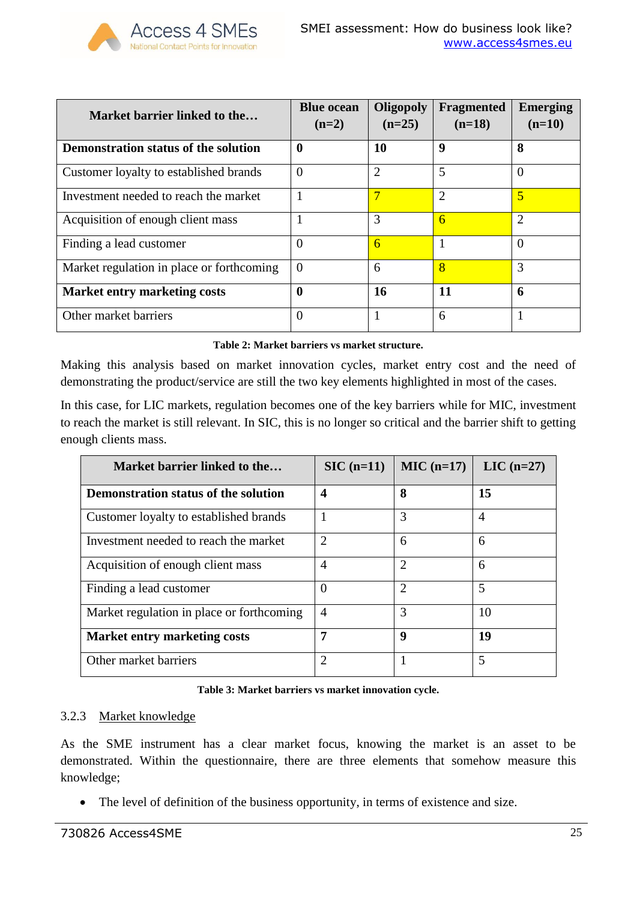| Market barrier linked to the… | Blue ocean (n=2) | Oligopoly (n=25) | Fragmented (n=18) | Emerging (n=10) |
|---|---|---|---|---|
| **Demonstration status of the solution** | **0** | **10** | **9** | **8** |
| Customer loyalty to established brands | 0 | 2 | 5 | 0 |
| Investment needed to reach the market | 1 | 7 | 2 | 5 |
| Acquisition of enough client mass | 1 | 3 | 6 | 2 |
| Finding a lead customer | 0 | 6 | 1 | 0 |
| Market regulation in place or forthcoming | 0 | 6 | 8 | 3 |
| **Market entry marketing costs** | **0** | **16** | **11** | **6** |
| Other market barriers | 0 | 1 | 6 | 1 |

**Table 2: Market barriers vs market structure.**

Making this analysis based on market innovation cycles, market entry cost and the need of demonstrating the product/service are still the two key elements highlighted in most of the cases.

In this case, for LIC markets, regulation becomes one of the key barriers while for MIC, investment to reach the market is still relevant. In SIC, this is no longer so critical and the barrier shift to getting enough clients mass.

| Market barrier linked to the… | SIC (n=11) | MIC (n=17) | LIC (n=27) |
|---|---|---|---|
| **Demonstration status of the solution** | **4** | **8** | **15** |
| Customer loyalty to established brands | 1 | 3 | 4 |
| Investment needed to reach the market | 2 | 6 | 6 |
| Acquisition of enough client mass | 4 | 2 | 6 |
| Finding a lead customer | 0 | 2 | 5 |
| Market regulation in place or forthcoming | 4 | 3 | 10 |
| **Market entry marketing costs** | **7** | **9** | **19** |
| Other market barriers | 2 | 1 | 5 |

**Table 3: Market barriers vs market innovation cycle.**

### 3.2.3 Market knowledge

As the SME instrument has a clear market focus, knowing the market is an asset to be demonstrated. Within the questionnaire, there are three elements that somehow measure this knowledge;

- The level of definition of the business opportunity, in terms of existence and size.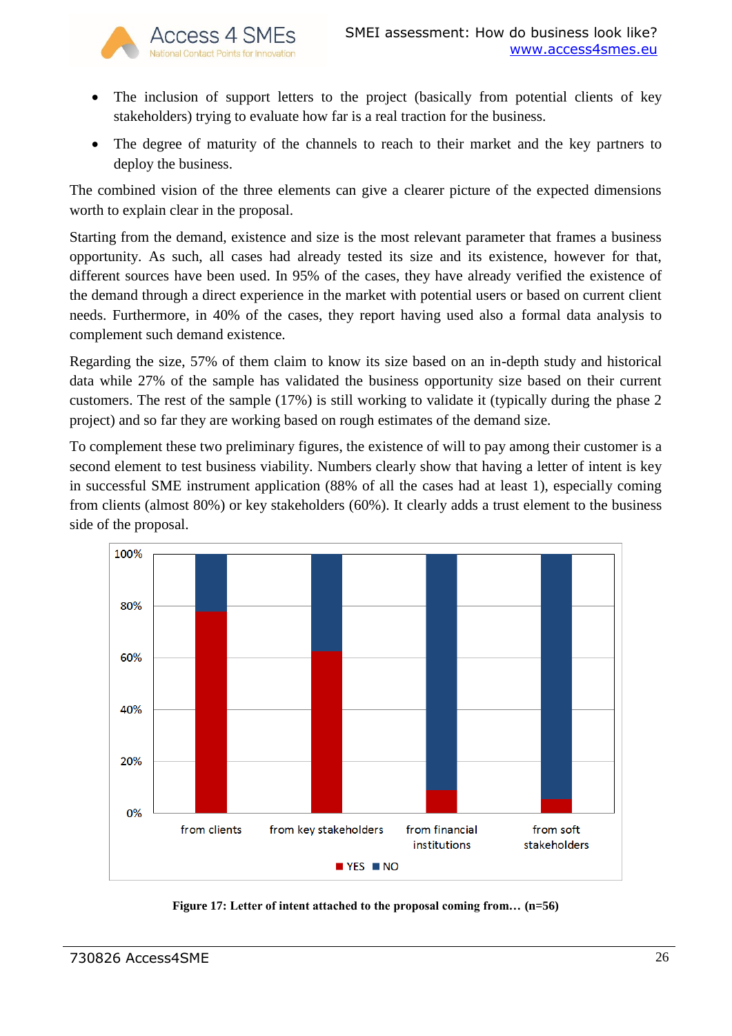- The inclusion of support letters to the project (basically from potential clients of key stakeholders) trying to evaluate how far is a real traction for the business.
- The degree of maturity of the channels to reach to their market and the key partners to deploy the business.

The combined vision of the three elements can give a clearer picture of the expected dimensions worth to explain clear in the proposal.

Starting from the demand, existence and size is the most relevant parameter that frames a business opportunity. As such, all cases had already tested its size and its existence, however for that, different sources have been used. In 95% of the cases, they have already verified the existence of the demand through a direct experience in the market with potential users or based on current client needs. Furthermore, in 40% of the cases, they report having used also a formal data analysis to complement such demand existence.

Regarding the size, 57% of them claim to know its size based on an in-depth study and historical data while 27% of the sample has validated the business opportunity size based on their current customers. The rest of the sample (17%) is still working to validate it (typically during the phase 2 project) and so far they are working based on rough estimates of the demand size.

To complement these two preliminary figures, the existence of will to pay among their customer is a second element to test business viability. Numbers clearly show that having a letter of intent is key in successful SME instrument application (88% of all the cases had at least 1), especially coming from clients (almost 80%) or key stakeholders (60%). It clearly adds a trust element to the business side of the proposal.

**Figure 17: Letter of intent attached to the proposal coming from… (n=56)**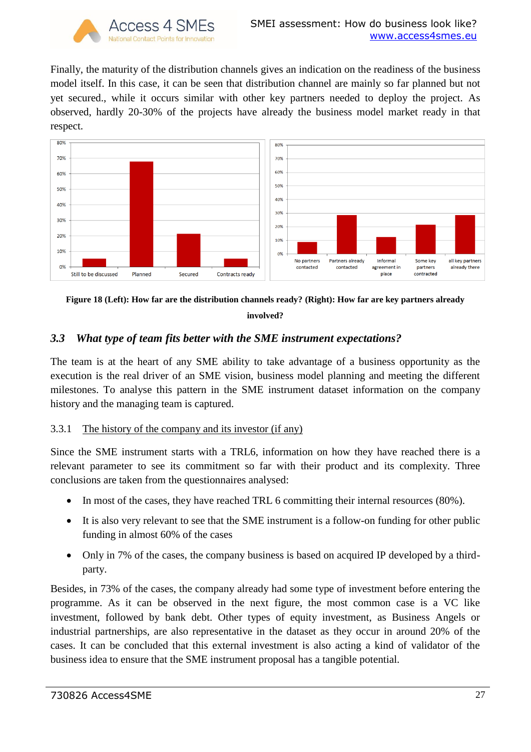Finally, the maturity of the distribution channels gives an indication on the readiness of the business model itself. In this case, it can be seen that distribution channel are mainly so far planned but not yet secured., while it occurs similar with other key partners needed to deploy the project. As observed, hardly 20-30% of the projects have already the business model market ready in that respect.

**Figure 18 (Left): How far are the distribution channels ready? (Right): How far are key partners already involved?**

### 3.3 *What type of team fits better with the SME instrument expectations?*

The team is at the heart of any SME ability to take advantage of a business opportunity as the execution is the real driver of an SME vision, business model planning and meeting the different milestones. To analyse this pattern in the SME instrument dataset information on the company history and the managing team is captured.

#### 3.3.1 The history of the company and its investor (if any)

Since the SME instrument starts with a TRL6, information on how they have reached there is a relevant parameter to see its commitment so far with their product and its complexity. Three conclusions are taken from the questionnaires analysed:

- In most of the cases, they have reached TRL 6 committing their internal resources (80%).
- It is also very relevant to see that the SME instrument is a follow-on funding for other public funding in almost 60% of the cases
- Only in 7% of the cases, the company business is based on acquired IP developed by a third-party.

Besides, in 73% of the cases, the company already had some type of investment before entering the programme. As it can be observed in the next figure, the most common case is a VC like investment, followed by bank debt. Other types of equity investment, as Business Angels or industrial partnerships, are also representative in the dataset as they occur in around 20% of the cases. It can be concluded that this external investment is also acting a kind of validator of the business idea to ensure that the SME instrument proposal has a tangible potential.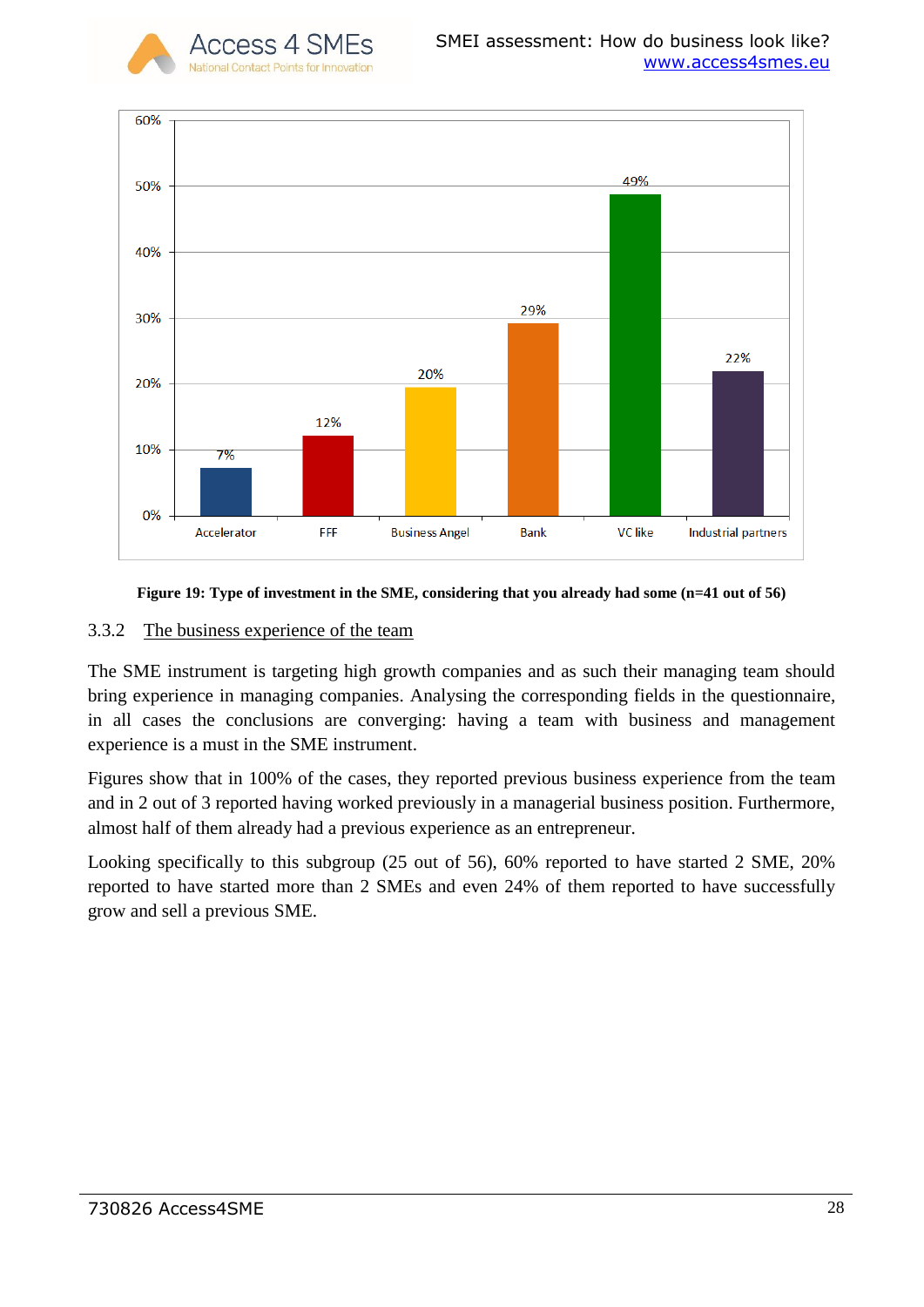| Type of investment | Percentage |
|---|---|
| Accelerator | 7% |
| FFF | 12% |
| Business Angel | 20% |
| Bank | 29% |
| VC like | 49% |
| Industrial partners | 22% |

**Figure 19: Type of investment in the SME, considering that you already had some (n=41 out of 56)**

### 3.3.2 The business experience of the team

The SME instrument is targeting high growth companies and as such their managing team should bring experience in managing companies. Analysing the corresponding fields in the questionnaire, in all cases the conclusions are converging: having a team with business and management experience is a must in the SME instrument.

Figures show that in 100% of the cases, they reported previous business experience from the team and in 2 out of 3 reported having worked previously in a managerial business position. Furthermore, almost half of them already had a previous experience as an entrepreneur.

Looking specifically to this subgroup (25 out of 56), 60% reported to have started 2 SME, 20% reported to have started more than 2 SMEs and even 24% of them reported to have successfully grow and sell a previous SME.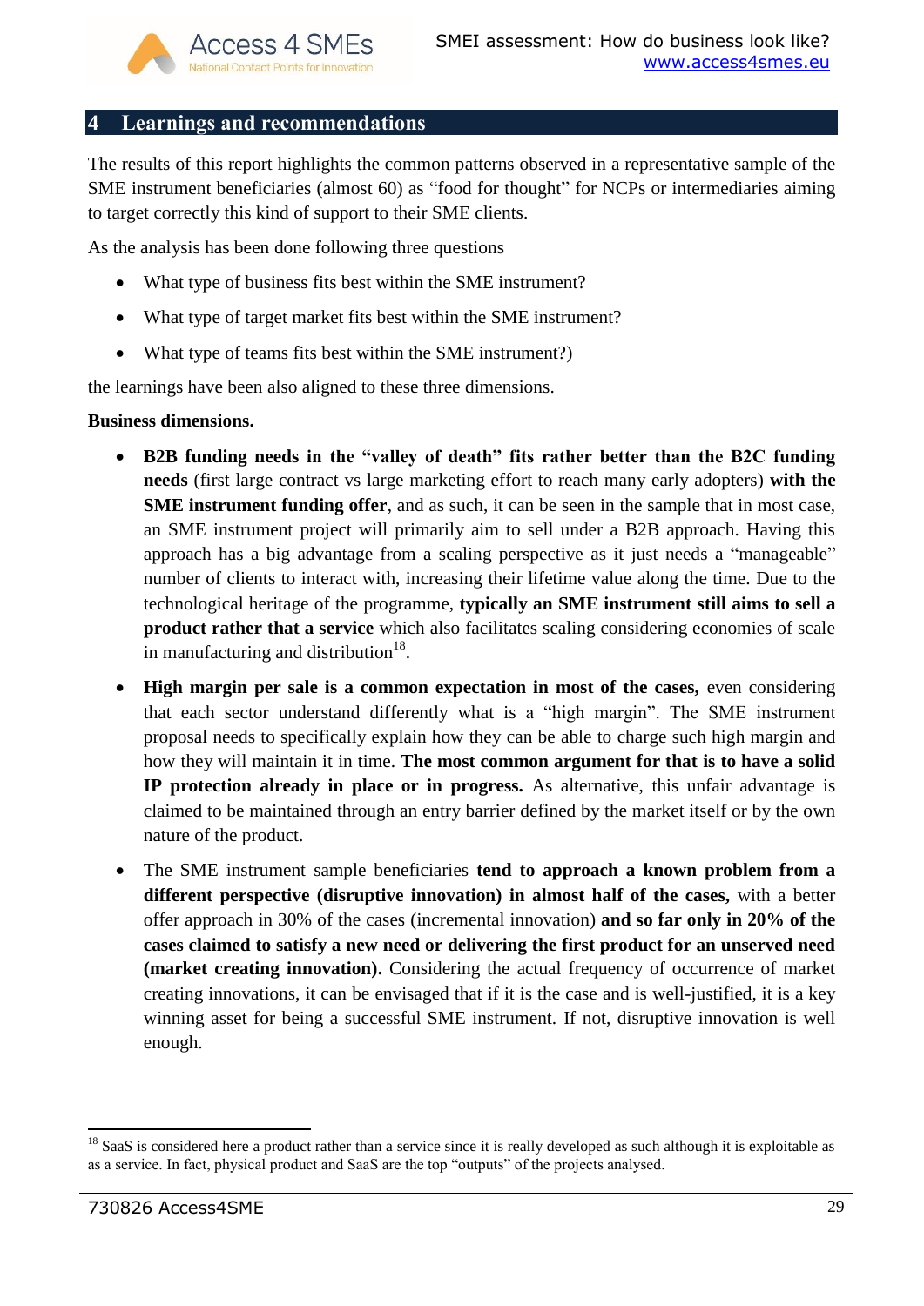## 4 Learnings and recommendations

The results of this report highlights the common patterns observed in a representative sample of the SME instrument beneficiaries (almost 60) as "food for thought" for NCPs or intermediaries aiming to target correctly this kind of support to their SME clients.

As the analysis has been done following three questions

- What type of business fits best within the SME instrument?
- What type of target market fits best within the SME instrument?
- What type of teams fits best within the SME instrument?)

the learnings have been also aligned to these three dimensions.

**Business dimensions.**

- **B2B funding needs in the "valley of death" fits rather better than the B2C funding needs** (first large contract vs large marketing effort to reach many early adopters) **with the SME instrument funding offer**, and as such, it can be seen in the sample that in most case, an SME instrument project will primarily aim to sell under a B2B approach. Having this approach has a big advantage from a scaling perspective as it just needs a "manageable" number of clients to interact with, increasing their lifetime value along the time. Due to the technological heritage of the programme, **typically an SME instrument still aims to sell a product rather that a service** which also facilitates scaling considering economies of scale in manufacturing and distribution[18].
- **High margin per sale is a common expectation in most of the cases,** even considering that each sector understand differently what is a "high margin". The SME instrument proposal needs to specifically explain how they can be able to charge such high margin and how they will maintain it in time. **The most common argument for that is to have a solid IP protection already in place or in progress.** As alternative, this unfair advantage is claimed to be maintained through an entry barrier defined by the market itself or by the own nature of the product.
- The SME instrument sample beneficiaries **tend to approach a known problem from a different perspective (disruptive innovation) in almost half of the cases,** with a better offer approach in 30% of the cases (incremental innovation) **and so far only in 20% of the cases claimed to satisfy a new need or delivering the first product for an unserved need (market creating innovation).** Considering the actual frequency of occurrence of market creating innovations, it can be envisaged that if it is the case and is well-justified, it is a key winning asset for being a successful SME instrument. If not, disruptive innovation is well enough.

[18] SaaS is considered here a product rather than a service since it is really developed as such although it is exploitable as as a service. In fact, physical product and SaaS are the top "outputs" of the projects analysed.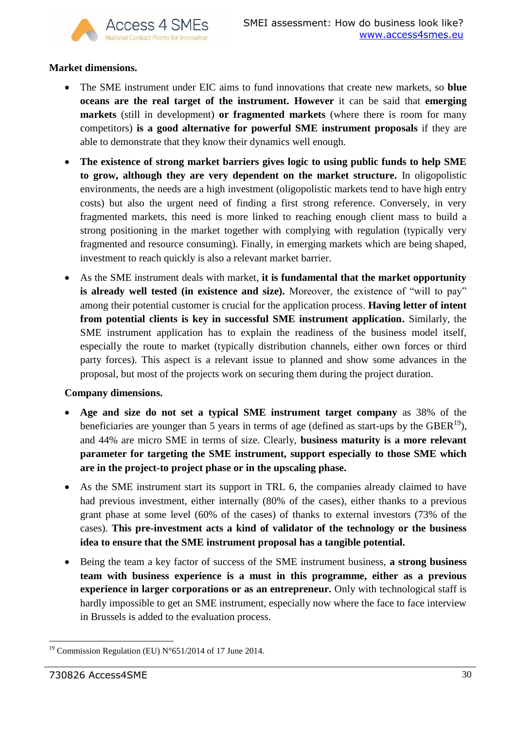**Market dimensions.**

- The SME instrument under EIC aims to fund innovations that create new markets, so **blue oceans are the real target of the instrument. However** it can be said that **emerging markets** (still in development) **or fragmented markets** (where there is room for many competitors) **is a good alternative for powerful SME instrument proposals** if they are able to demonstrate that they know their dynamics well enough.

- **The existence of strong market barriers gives logic to using public funds to help SME to grow, although they are very dependent on the market structure.** In oligopolistic environments, the needs are a high investment (oligopolistic markets tend to have high entry costs) but also the urgent need of finding a first strong reference. Conversely, in very fragmented markets, this need is more linked to reaching enough client mass to build a strong positioning in the market together with complying with regulation (typically very fragmented and resource consuming). Finally, in emerging markets which are being shaped, investment to reach quickly is also a relevant market barrier.

- As the SME instrument deals with market, **it is fundamental that the market opportunity is already well tested (in existence and size).** Moreover, the existence of "will to pay" among their potential customer is crucial for the application process. **Having letter of intent from potential clients is key in successful SME instrument application.** Similarly, the SME instrument application has to explain the readiness of the business model itself, especially the route to market (typically distribution channels, either own forces or third party forces). This aspect is a relevant issue to planned and show some advances in the proposal, but most of the projects work on securing them during the project duration.

**Company dimensions.**

- **Age and size do not set a typical SME instrument target company** as 38% of the beneficiaries are younger than 5 years in terms of age (defined as start-ups by the GBER[19]), and 44% are micro SME in terms of size. Clearly, **business maturity is a more relevant parameter for targeting the SME instrument, support especially to those SME which are in the project-to project phase or in the upscaling phase.**

- As the SME instrument start its support in TRL 6, the companies already claimed to have had previous investment, either internally (80% of the cases), either thanks to a previous grant phase at some level (60% of the cases) of thanks to external investors (73% of the cases). **This pre-investment acts a kind of validator of the technology or the business idea to ensure that the SME instrument proposal has a tangible potential.**

- Being the team a key factor of success of the SME instrument business, **a strong business team with business experience is a must in this programme, either as a previous experience in larger corporations or as an entrepreneur.** Only with technological staff is hardly impossible to get an SME instrument, especially now where the face to face interview in Brussels is added to the evaluation process.

[19] Commission Regulation (EU) N°651/2014 of 17 June 2014.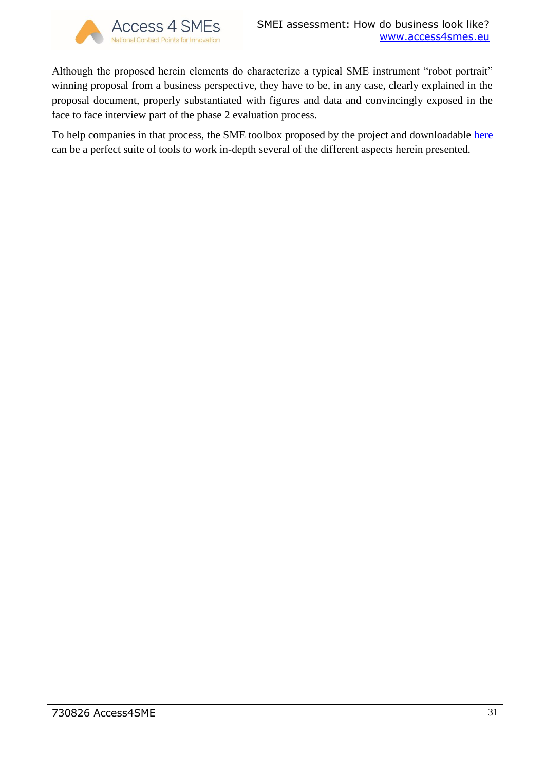Although the proposed herein elements do characterize a typical SME instrument "robot portrait" winning proposal from a business perspective, they have to be, in any case, clearly explained in the proposal document, properly substantiated with figures and data and convincingly exposed in the face to face interview part of the phase 2 evaluation process.

To help companies in that process, the SME toolbox proposed by the project and downloadable here can be a perfect suite of tools to work in-depth several of the different aspects herein presented.